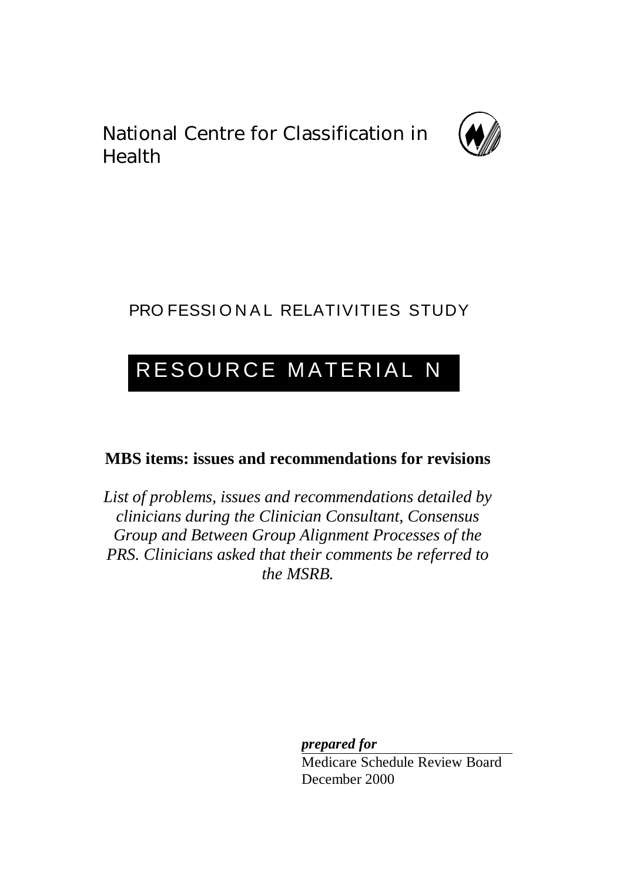National Centre for Classification in Health

PROFESSIONAL RELATIVITIES STUDY

# RESOURCE MATERIAL N

## MBS items: issues and recommendations for revisions

*List of problems, issues and recommendations detailed by clinicians during the Clinician Consultant, Consensus Group and Between Group Alignment Processes of the PRS. Clinicians asked that their comments be referred to the MSRB.*

***prepared for***

Medicare Schedule Review Board
December 2000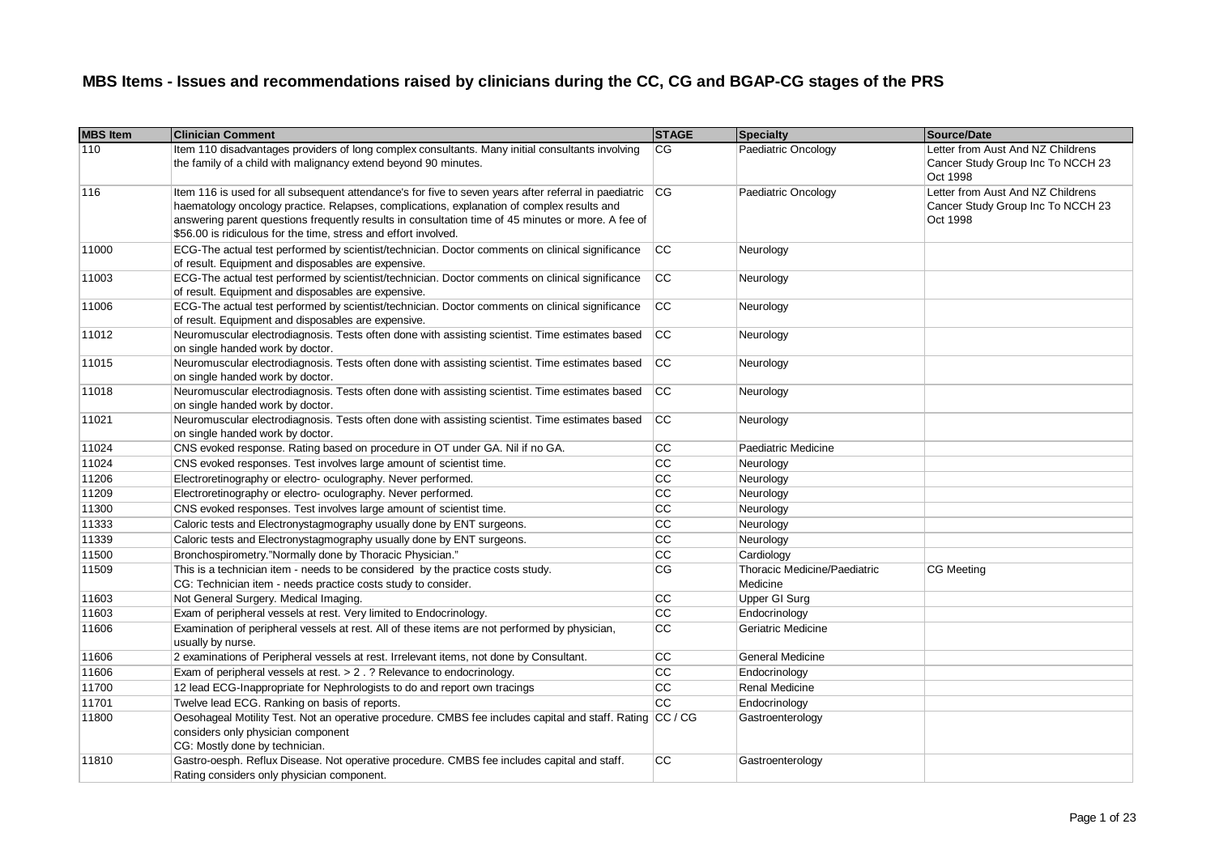# MBS Items - Issues and recommendations raised by clinicians during the CC, CG and BGAP-CG stages of the PRS

| MBS Item | Clinician Comment | STAGE | Specialty | Source/Date |
|---|---|---|---|---|
| 110 | Item 110 disadvantages providers of long complex consultants. Many initial consultants involving the family of a child with malignancy extend beyond 90 minutes. | CG | Paediatric Oncology | Letter from Aust And NZ Childrens Cancer Study Group Inc To NCCH 23 Oct 1998 |
| 116 | Item 116 is used for all subsequent attendance's for five to seven years after referral in paediatric haematology oncology practice. Relapses, complications, explanation of complex results and answering parent questions frequently results in consultation time of 45 minutes or more. A fee of $56.00 is ridiculous for the time, stress and effort involved. | CG | Paediatric Oncology | Letter from Aust And NZ Childrens Cancer Study Group Inc To NCCH 23 Oct 1998 |
| 11000 | ECG-The actual test performed by scientist/technician. Doctor comments on clinical significance of result. Equipment and disposables are expensive. | CC | Neurology | |
| 11003 | ECG-The actual test performed by scientist/technician. Doctor comments on clinical significance of result. Equipment and disposables are expensive. | CC | Neurology | |
| 11006 | ECG-The actual test performed by scientist/technician. Doctor comments on clinical significance of result. Equipment and disposables are expensive. | CC | Neurology | |
| 11012 | Neuromuscular electrodiagnosis. Tests often done with assisting scientist. Time estimates based on single handed work by doctor. | CC | Neurology | |
| 11015 | Neuromuscular electrodiagnosis. Tests often done with assisting scientist. Time estimates based on single handed work by doctor. | CC | Neurology | |
| 11018 | Neuromuscular electrodiagnosis. Tests often done with assisting scientist. Time estimates based on single handed work by doctor. | CC | Neurology | |
| 11021 | Neuromuscular electrodiagnosis. Tests often done with assisting scientist. Time estimates based on single handed work by doctor. | CC | Neurology | |
| 11024 | CNS evoked response. Rating based on procedure in OT under GA. Nil if no GA. | CC | Paediatric Medicine | |
| 11024 | CNS evoked responses. Test involves large amount of scientist time. | CC | Neurology | |
| 11206 | Electroretinography or electro- oculography. Never performed. | CC | Neurology | |
| 11209 | Electroretinography or electro- oculography. Never performed. | CC | Neurology | |
| 11300 | CNS evoked responses. Test involves large amount of scientist time. | CC | Neurology | |
| 11333 | Caloric tests and Electronystagmography usually done by ENT surgeons. | CC | Neurology | |
| 11339 | Caloric tests and Electronystagmography usually done by ENT surgeons. | CC | Neurology | |
| 11500 | Bronchospirometry."Normally done by Thoracic Physician." | CC | Cardiology | |
| 11509 | This is a technician item - needs to be considered by the practice costs study.<br>CG: Technician item - needs practice costs study to consider. | CG | Thoracic Medicine/Paediatric Medicine | CG Meeting |
| 11603 | Not General Surgery. Medical Imaging. | CC | Upper GI Surg | |
| 11603 | Exam of peripheral vessels at rest. Very limited to Endocrinology. | CC | Endocrinology | |
| 11606 | Examination of peripheral vessels at rest. All of these items are not performed by physician, usually by nurse. | CC | Geriatric Medicine | |
| 11606 | 2 examinations of Peripheral vessels at rest. Irrelevant items, not done by Consultant. | CC | General Medicine | |
| 11606 | Exam of peripheral vessels at rest. > 2 . ? Relevance to endocrinology. | CC | Endocrinology | |
| 11700 | 12 lead ECG-Inappropriate for Nephrologists to do and report own tracings | CC | Renal Medicine | |
| 11701 | Twelve lead ECG. Ranking on basis of reports. | CC | Endocrinology | |
| 11800 | Oesohageal Motility Test. Not an operative procedure. CMBS fee includes capital and staff. Rating considers only physician component<br>CG: Mostly done by technician. | CC / CG | Gastroenterology | |
| 11810 | Gastro-oesph. Reflux Disease. Not operative procedure. CMBS fee includes capital and staff. Rating considers only physician component. | CC | Gastroenterology | |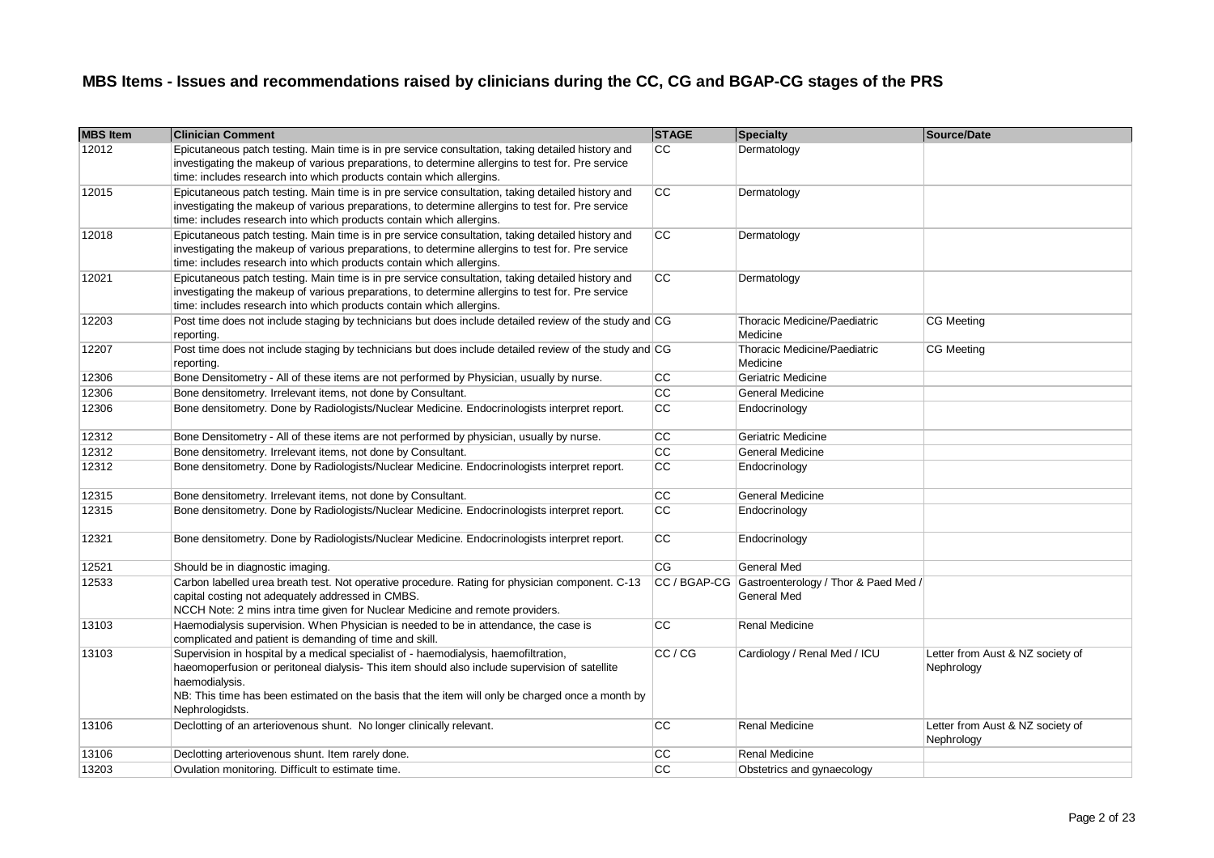# MBS Items - Issues and recommendations raised by clinicians during the CC, CG and BGAP-CG stages of the PRS

| MBS Item | Clinician Comment | STAGE | Specialty | Source/Date |
|---|---|---|---|---|
| 12012 | Epicutaneous patch testing. Main time is in pre service consultation, taking detailed history and investigating the makeup of various preparations, to determine allergins to test for. Pre service time: includes research into which products contain which allergins. | CC | Dermatology | |
| 12015 | Epicutaneous patch testing. Main time is in pre service consultation, taking detailed history and investigating the makeup of various preparations, to determine allergins to test for. Pre service time: includes research into which products contain which allergins. | CC | Dermatology | |
| 12018 | Epicutaneous patch testing. Main time is in pre service consultation, taking detailed history and investigating the makeup of various preparations, to determine allergins to test for. Pre service time: includes research into which products contain which allergins. | CC | Dermatology | |
| 12021 | Epicutaneous patch testing. Main time is in pre service consultation, taking detailed history and investigating the makeup of various preparations, to determine allergins to test for. Pre service time: includes research into which products contain which allergins. | CC | Dermatology | |
| 12203 | Post time does not include staging by technicians but does include detailed review of the study and reporting. | CG | Thoracic Medicine/Paediatric Medicine | CG Meeting |
| 12207 | Post time does not include staging by technicians but does include detailed review of the study and reporting. | CG | Thoracic Medicine/Paediatric Medicine | CG Meeting |
| 12306 | Bone Densitometry - All of these items are not performed by Physician, usually by nurse. | CC | Geriatric Medicine | |
| 12306 | Bone densitometry. Irrelevant items, not done by Consultant. | CC | General Medicine | |
| 12306 | Bone densitometry. Done by Radiologists/Nuclear Medicine. Endocrinologists interpret report. | CC | Endocrinology | |
| 12312 | Bone Densitometry - All of these items are not performed by physician, usually by nurse. | CC | Geriatric Medicine | |
| 12312 | Bone densitometry. Irrelevant items, not done by Consultant. | CC | General Medicine | |
| 12312 | Bone densitometry. Done by Radiologists/Nuclear Medicine. Endocrinologists interpret report. | CC | Endocrinology | |
| 12315 | Bone densitometry. Irrelevant items, not done by Consultant. | CC | General Medicine | |
| 12315 | Bone densitometry. Done by Radiologists/Nuclear Medicine. Endocrinologists interpret report. | CC | Endocrinology | |
| 12321 | Bone densitometry. Done by Radiologists/Nuclear Medicine. Endocrinologists interpret report. | CC | Endocrinology | |
| 12521 | Should be in diagnostic imaging. | CG | General Med | |
| 12533 | Carbon labelled urea breath test. Not operative procedure. Rating for physician component. C-13 capital costing not adequately addressed in CMBS.<br>NCCH Note: 2 mins intra time given for Nuclear Medicine and remote providers. | CC / BGAP-CG | Gastroenterology / Thor & Paed Med / General Med | |
| 13103 | Haemodialysis supervision. When Physician is needed to be in attendance, the case is complicated and patient is demanding of time and skill. | CC | Renal Medicine | |
| 13103 | Supervision in hospital by a medical specialist of - haemodialysis, haemofiltration, haemoperfusion or peritoneal dialysis- This item should also include supervision of satellite haemodialysis.<br>NB: This time has been estimated on the basis that the item will only be charged once a month by Nephrologidsts. | CC / CG | Cardiology / Renal Med / ICU | Letter from Aust & NZ society of Nephrology |
| 13106 | Declotting of an arteriovenous shunt. No longer clinically relevant. | CC | Renal Medicine | Letter from Aust & NZ society of Nephrology |
| 13106 | Declotting arteriovenous shunt. Item rarely done. | CC | Renal Medicine | |
| 13203 | Ovulation monitoring. Difficult to estimate time. | CC | Obstetrics and gynaecology | |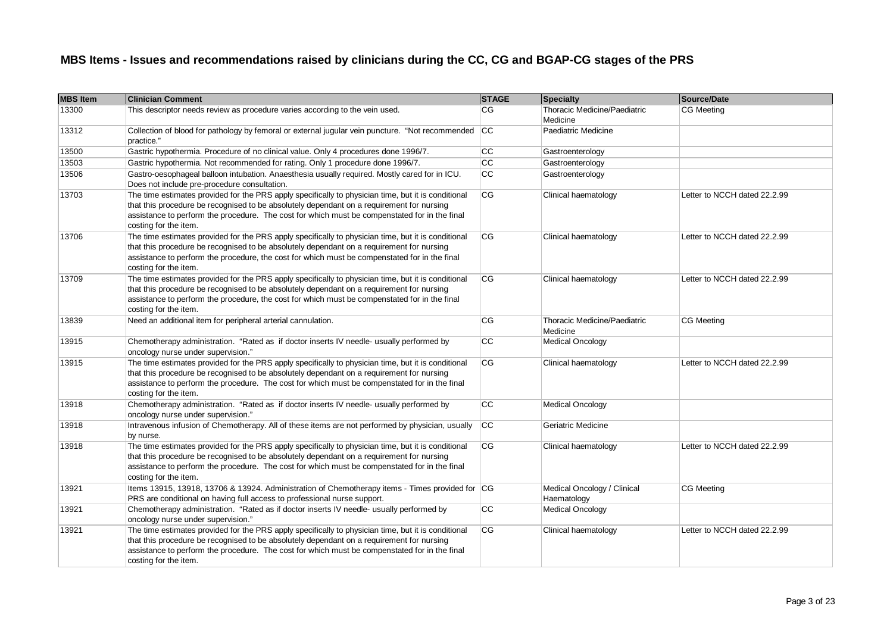## MBS Items - Issues and recommendations raised by clinicians during the CC, CG and BGAP-CG stages of the PRS

| MBS Item | Clinician Comment | STAGE | Specialty | Source/Date |
|---|---|---|---|---|
| 13300 | This descriptor needs review as procedure varies according to the vein used. | CG | Thoracic Medicine/Paediatric Medicine | CG Meeting |
| 13312 | Collection of blood for pathology by femoral or external jugular vein puncture. "Not recommended practice." | CC | Paediatric Medicine | |
| 13500 | Gastric hypothermia. Procedure of no clinical value. Only 4 procedures done 1996/7. | CC | Gastroenterology | |
| 13503 | Gastric hypothermia. Not recommended for rating. Only 1 procedure done 1996/7. | CC | Gastroenterology | |
| 13506 | Gastro-oesophageal balloon intubation. Anaesthesia usually required. Mostly cared for in ICU. Does not include pre-procedure consultation. | CC | Gastroenterology | |
| 13703 | The time estimates provided for the PRS apply specifically to physician time, but it is conditional that this procedure be recognised to be absolutely dependant on a requirement for nursing assistance to perform the procedure. The cost for which must be compenstated for in the final costing for the item. | CG | Clinical haematology | Letter to NCCH dated 22.2.99 |
| 13706 | The time estimates provided for the PRS apply specifically to physician time, but it is conditional that this procedure be recognised to be absolutely dependant on a requirement for nursing assistance to perform the procedure, the cost for which must be compenstated for in the final costing for the item. | CG | Clinical haematology | Letter to NCCH dated 22.2.99 |
| 13709 | The time estimates provided for the PRS apply specifically to physician time, but it is conditional that this procedure be recognised to be absolutely dependant on a requirement for nursing assistance to perform the procedure, the cost for which must be compenstated for in the final costing for the item. | CG | Clinical haematology | Letter to NCCH dated 22.2.99 |
| 13839 | Need an additional item for peripheral arterial cannulation. | CG | Thoracic Medicine/Paediatric Medicine | CG Meeting |
| 13915 | Chemotherapy administration. "Rated as if doctor inserts IV needle- usually performed by oncology nurse under supervision." | CC | Medical Oncology | |
| 13915 | The time estimates provided for the PRS apply specifically to physician time, but it is conditional that this procedure be recognised to be absolutely dependant on a requirement for nursing assistance to perform the procedure. The cost for which must be compenstated for in the final costing for the item. | CG | Clinical haematology | Letter to NCCH dated 22.2.99 |
| 13918 | Chemotherapy administration. "Rated as if doctor inserts IV needle- usually performed by oncology nurse under supervision." | CC | Medical Oncology | |
| 13918 | Intravenous infusion of Chemotherapy. All of these items are not performed by physician, usually by nurse. | CC | Geriatric Medicine | |
| 13918 | The time estimates provided for the PRS apply specifically to physician time, but it is conditional that this procedure be recognised to be absolutely dependant on a requirement for nursing assistance to perform the procedure. The cost for which must be compenstated for in the final costing for the item. | CG | Clinical haematology | Letter to NCCH dated 22.2.99 |
| 13921 | Items 13915, 13918, 13706 & 13924. Administration of Chemotherapy items - Times provided for PRS are conditional on having full access to professional nurse support. | CG | Medical Oncology / Clinical Haematology | CG Meeting |
| 13921 | Chemotherapy administration. "Rated as if doctor inserts IV needle- usually performed by oncology nurse under supervision." | CC | Medical Oncology | |
| 13921 | The time estimates provided for the PRS apply specifically to physician time, but it is conditional that this procedure be recognised to be absolutely dependant on a requirement for nursing assistance to perform the procedure. The cost for which must be compenstated for in the final costing for the item. | CG | Clinical haematology | Letter to NCCH dated 22.2.99 |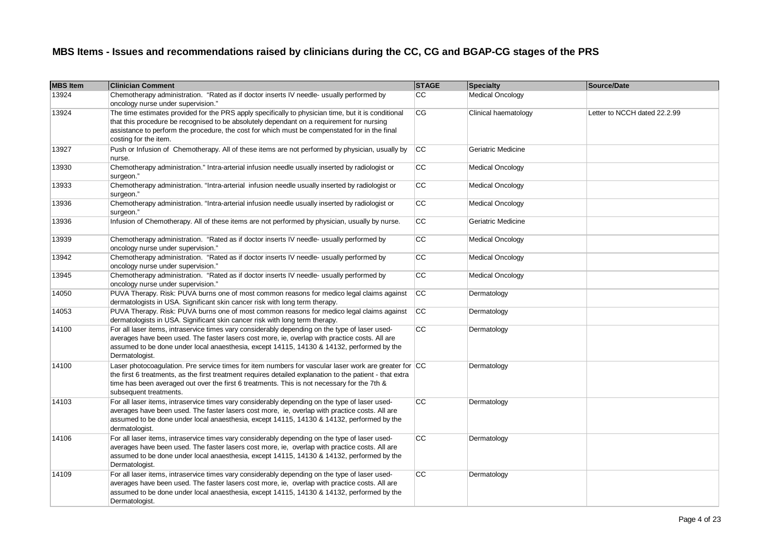# MBS Items - Issues and recommendations raised by clinicians during the CC, CG and BGAP-CG stages of the PRS

| MBS Item | Clinician Comment | STAGE | Specialty | Source/Date |
|---|---|---|---|---|
| 13924 | Chemotherapy administration. "Rated as if doctor inserts IV needle- usually performed by oncology nurse under supervision." | CC | Medical Oncology | |
| 13924 | The time estimates provided for the PRS apply specifically to physician time, but it is conditional that this procedure be recognised to be absolutely dependant on a requirement for nursing assistance to perform the procedure, the cost for which must be compensated for in the final costing for the item. | CG | Clinical haematology | Letter to NCCH dated 22.2.99 |
| 13927 | Push or Infusion of Chemotherapy. All of these items are not performed by physician, usually by nurse. | CC | Geriatric Medicine | |
| 13930 | Chemotherapy administration." Intra-arterial infusion needle usually inserted by radiologist or surgeon." | CC | Medical Oncology | |
| 13933 | Chemotherapy administration. "Intra-arterial infusion needle usually inserted by radiologist or surgeon." | CC | Medical Oncology | |
| 13936 | Chemotherapy administration. "Intra-arterial infusion needle usually inserted by radiologist or surgeon." | CC | Medical Oncology | |
| 13936 | Infusion of Chemotherapy. All of these items are not performed by physician, usually by nurse. | CC | Geriatric Medicine | |
| 13939 | Chemotherapy administration. "Rated as if doctor inserts IV needle- usually performed by oncology nurse under supervision." | CC | Medical Oncology | |
| 13942 | Chemotherapy administration. "Rated as if doctor inserts IV needle- usually performed by oncology nurse under supervision." | CC | Medical Oncology | |
| 13945 | Chemotherapy administration. "Rated as if doctor inserts IV needle- usually performed by oncology nurse under supervision." | CC | Medical Oncology | |
| 14050 | PUVA Therapy. Risk: PUVA burns one of most common reasons for medico legal claims against dermatologists in USA. Significant skin cancer risk with long term therapy. | CC | Dermatology | |
| 14053 | PUVA Therapy. Risk: PUVA burns one of most common reasons for medico legal claims against dermatologists in USA. Significant skin cancer risk with long term therapy. | CC | Dermatology | |
| 14100 | For all laser items, intraservice times vary considerably depending on the type of laser used- averages have been used. The faster lasers cost more, ie, overlap with practice costs. All are assumed to be done under local anaesthesia, except 14115, 14130 & 14132, performed by the Dermatologist. | CC | Dermatology | |
| 14100 | Laser photocoagulation. Pre service times for item numbers for vascular laser work are greater for the first 6 treatments, as the first treatment requires detailed explanation to the patient - that extra time has been averaged out over the first 6 treatments. This is not necessary for the 7th & subsequent treatments. | CC | Dermatology | |
| 14103 | For all laser items, intraservice times vary considerably depending on the type of laser used- averages have been used. The faster lasers cost more, ie, overlap with practice costs. All are assumed to be done under local anaesthesia, except 14115, 14130 & 14132, performed by the dermatologist. | CC | Dermatology | |
| 14106 | For all laser items, intraservice times vary considerably depending on the type of laser used- averages have been used. The faster lasers cost more, ie, overlap with practice costs. All are assumed to be done under local anaesthesia, except 14115, 14130 & 14132, performed by the Dermatologist. | CC | Dermatology | |
| 14109 | For all laser items, intraservice times vary considerably depending on the type of laser used- averages have been used. The faster lasers cost more, ie, overlap with practice costs. All are assumed to be done under local anaesthesia, except 14115, 14130 & 14132, performed by the Dermatologist. | CC | Dermatology | |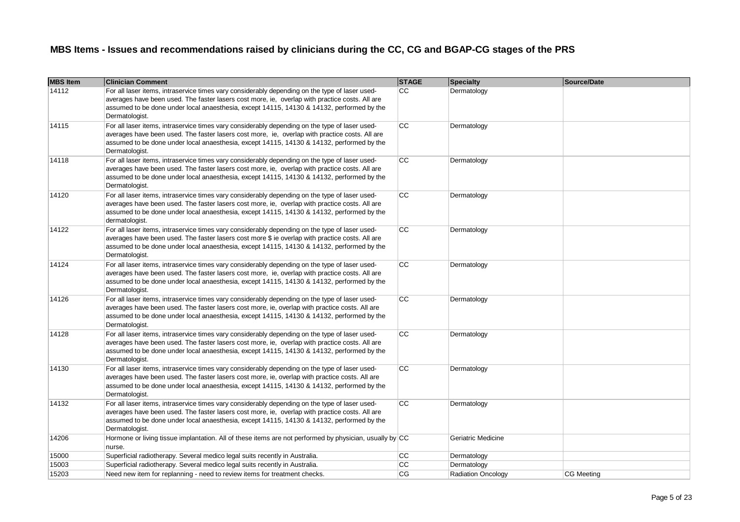## MBS Items - Issues and recommendations raised by clinicians during the CC, CG and BGAP-CG stages of the PRS

| MBS Item | Clinician Comment | STAGE | Specialty | Source/Date |
|---|---|---|---|---|
| 14112 | For all laser items, intraservice times vary considerably depending on the type of laser used- averages have been used. The faster lasers cost more, ie, overlap with practice costs. All are assumed to be done under local anaesthesia, except 14115, 14130 & 14132, performed by the Dermatologist. | CC | Dermatology | |
| 14115 | For all laser items, intraservice times vary considerably depending on the type of laser used- averages have been used. The faster lasers cost more, ie, overlap with practice costs. All are assumed to be done under local anaesthesia, except 14115, 14130 & 14132, performed by the Dermatologist. | CC | Dermatology | |
| 14118 | For all laser items, intraservice times vary considerably depending on the type of laser used- averages have been used. The faster lasers cost more, ie, overlap with practice costs. All are assumed to be done under local anaesthesia, except 14115, 14130 & 14132, performed by the Dermatologist. | CC | Dermatology | |
| 14120 | For all laser items, intraservice times vary considerably depending on the type of laser used- averages have been used. The faster lasers cost more, ie, overlap with practice costs. All are assumed to be done under local anaesthesia, except 14115, 14130 & 14132, performed by the dermatologist. | CC | Dermatology | |
| 14122 | For all laser items, intraservice times vary considerably depending on the type of laser used- averages have been used. The faster lasers cost more $ ie overlap with practice costs. All are assumed to be done under local anaesthesia, except 14115, 14130 & 14132, performed by the Dermatologist. | CC | Dermatology | |
| 14124 | For all laser items, intraservice times vary considerably depending on the type of laser used- averages have been used. The faster lasers cost more, ie, overlap with practice costs. All are assumed to be done under local anaesthesia, except 14115, 14130 & 14132, performed by the Dermatologist. | CC | Dermatology | |
| 14126 | For all laser items, intraservice times vary considerably depending on the type of laser used- averages have been used. The faster lasers cost more, ie, overlap with practice costs. All are assumed to be done under local anaesthesia, except 14115, 14130 & 14132, performed by the Dermatologist. | CC | Dermatology | |
| 14128 | For all laser items, intraservice times vary considerably depending on the type of laser used- averages have been used. The faster lasers cost more, ie, overlap with practice costs. All are assumed to be done under local anaesthesia, except 14115, 14130 & 14132, performed by the Dermatologist. | CC | Dermatology | |
| 14130 | For all laser items, intraservice times vary considerably depending on the type of laser used- averages have been used. The faster lasers cost more, ie, overlap with practice costs. All are assumed to be done under local anaesthesia, except 14115, 14130 & 14132, performed by the Dermatologist. | CC | Dermatology | |
| 14132 | For all laser items, intraservice times vary considerably depending on the type of laser used- averages have been used. The faster lasers cost more, ie, overlap with practice costs. All are assumed to be done under local anaesthesia, except 14115, 14130 & 14132, performed by the Dermatologist. | CC | Dermatology | |
| 14206 | Hormone or living tissue implantation. All of these items are not performed by physician, usually by nurse. | CC | Geriatric Medicine | |
| 15000 | Superficial radiotherapy. Several medico legal suits recently in Australia. | CC | Dermatology | |
| 15003 | Superficial radiotherapy. Several medico legal suits recently in Australia. | CC | Dermatology | |
| 15203 | Need new item for replanning - need to review items for treatment checks. | CG | Radiation Oncology | CG Meeting |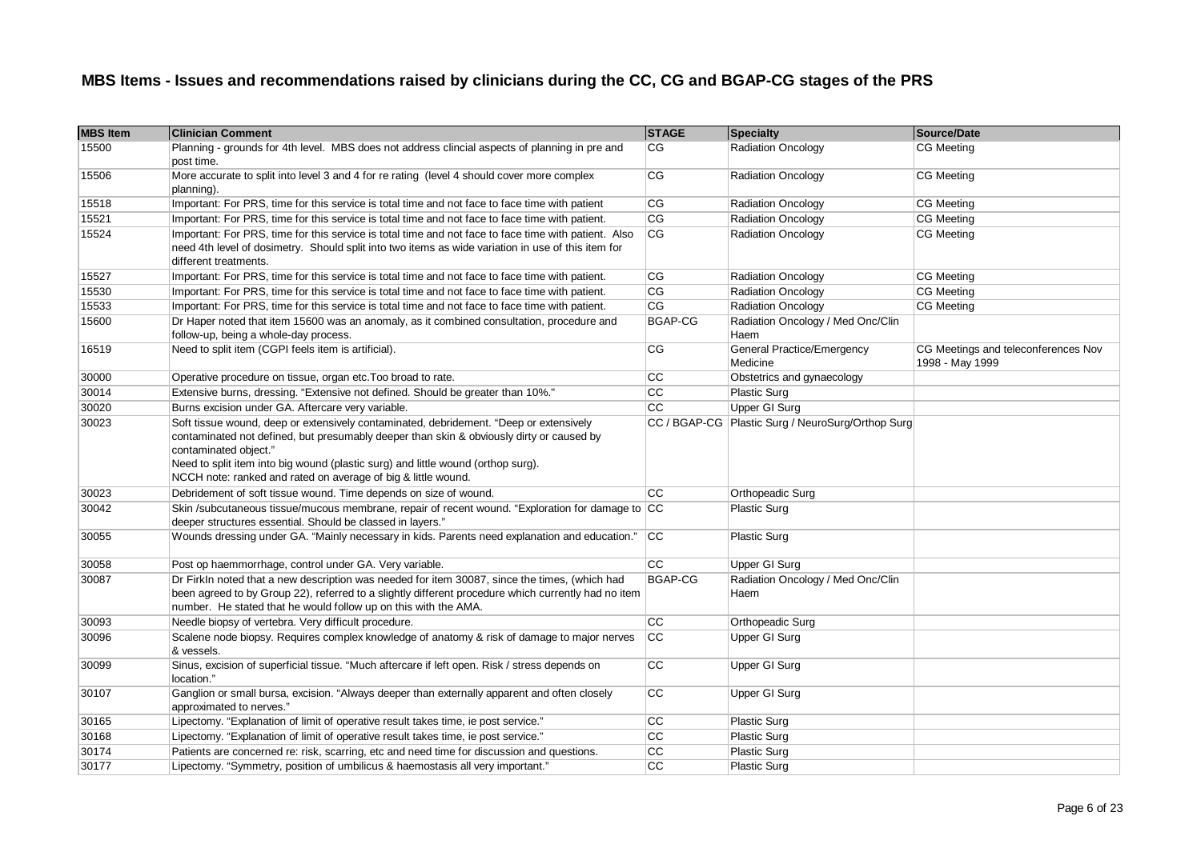# MBS Items - Issues and recommendations raised by clinicians during the CC, CG and BGAP-CG stages of the PRS

| MBS Item | Clinician Comment | STAGE | Specialty | Source/Date |
|---|---|---|---|---|
| 15500 | Planning - grounds for 4th level. MBS does not address clincial aspects of planning in pre and post time. | CG | Radiation Oncology | CG Meeting |
| 15506 | More accurate to split into level 3 and 4 for re rating (level 4 should cover more complex planning). | CG | Radiation Oncology | CG Meeting |
| 15518 | Important: For PRS, time for this service is total time and not face to face time with patient | CG | Radiation Oncology | CG Meeting |
| 15521 | Important: For PRS, time for this service is total time and not face to face time with patient. | CG | Radiation Oncology | CG Meeting |
| 15524 | Important: For PRS, time for this service is total time and not face to face time with patient. Also need 4th level of dosimetry. Should split into two items as wide variation in use of this item for different treatments. | CG | Radiation Oncology | CG Meeting |
| 15527 | Important: For PRS, time for this service is total time and not face to face time with patient. | CG | Radiation Oncology | CG Meeting |
| 15530 | Important: For PRS, time for this service is total time and not face to face time with patient. | CG | Radiation Oncology | CG Meeting |
| 15533 | Important: For PRS, time for this service is total time and not face to face time with patient. | CG | Radiation Oncology | CG Meeting |
| 15600 | Dr Haper noted that item 15600 was an anomaly, as it combined consultation, procedure and follow-up, being a whole-day process. | BGAP-CG | Radiation Oncology / Med Onc/Clin Haem | |
| 16519 | Need to split item (CGPI feels item is artificial). | CG | General Practice/Emergency Medicine | CG Meetings and teleconferences Nov 1998 - May 1999 |
| 30000 | Operative procedure on tissue, organ etc.Too broad to rate. | CC | Obstetrics and gynaecology | |
| 30014 | Extensive burns, dressing. "Extensive not defined. Should be greater than 10%." | CC | Plastic Surg | |
| 30020 | Burns excision under GA. Aftercare very variable. | CC | Upper GI Surg | |
| 30023 | Soft tissue wound, deep or extensively contaminated, debridement. "Deep or extensively contaminated not defined, but presumably deeper than skin & obviously dirty or caused by contaminated object."<br>Need to split item into big wound (plastic surg) and little wound (orthop surg).<br>NCCH note: ranked and rated on average of big & little wound. | CC / BGAP-CG | Plastic Surg / NeuroSurg/Orthop Surg | |
| 30023 | Debridement of soft tissue wound. Time depends on size of wound. | CC | Orthopeadic Surg | |
| 30042 | Skin /subcutaneous tissue/mucous membrane, repair of recent wound. "Exploration for damage to deeper structures essential. Should be classed in layers." | CC | Plastic Surg | |
| 30055 | Wounds dressing under GA. "Mainly necessary in kids. Parents need explanation and education." | CC | Plastic Surg | |
| 30058 | Post op haemmorrhage, control under GA. Very variable. | CC | Upper GI Surg | |
| 30087 | Dr FirkIn noted that a new description was needed for item 30087, since the times, (which had been agreed to by Group 22), referred to a slightly different procedure which currently had no item number. He stated that he would follow up on this with the AMA. | BGAP-CG | Radiation Oncology / Med Onc/Clin Haem | |
| 30093 | Needle biopsy of vertebra. Very difficult procedure. | CC | Orthopeadic Surg | |
| 30096 | Scalene node biopsy. Requires complex knowledge of anatomy & risk of damage to major nerves & vessels. | CC | Upper GI Surg | |
| 30099 | Sinus, excision of superficial tissue. "Much aftercare if left open. Risk / stress depends on location." | CC | Upper GI Surg | |
| 30107 | Ganglion or small bursa, excision. "Always deeper than externally apparent and often closely approximated to nerves." | CC | Upper GI Surg | |
| 30165 | Lipectomy. "Explanation of limit of operative result takes time, ie post service." | CC | Plastic Surg | |
| 30168 | Lipectomy. "Explanation of limit of operative result takes time, ie post service." | CC | Plastic Surg | |
| 30174 | Patients are concerned re: risk, scarring, etc and need time for discussion and questions. | CC | Plastic Surg | |
| 30177 | Lipectomy. "Symmetry, position of umbilicus & haemostasis all very important." | CC | Plastic Surg | |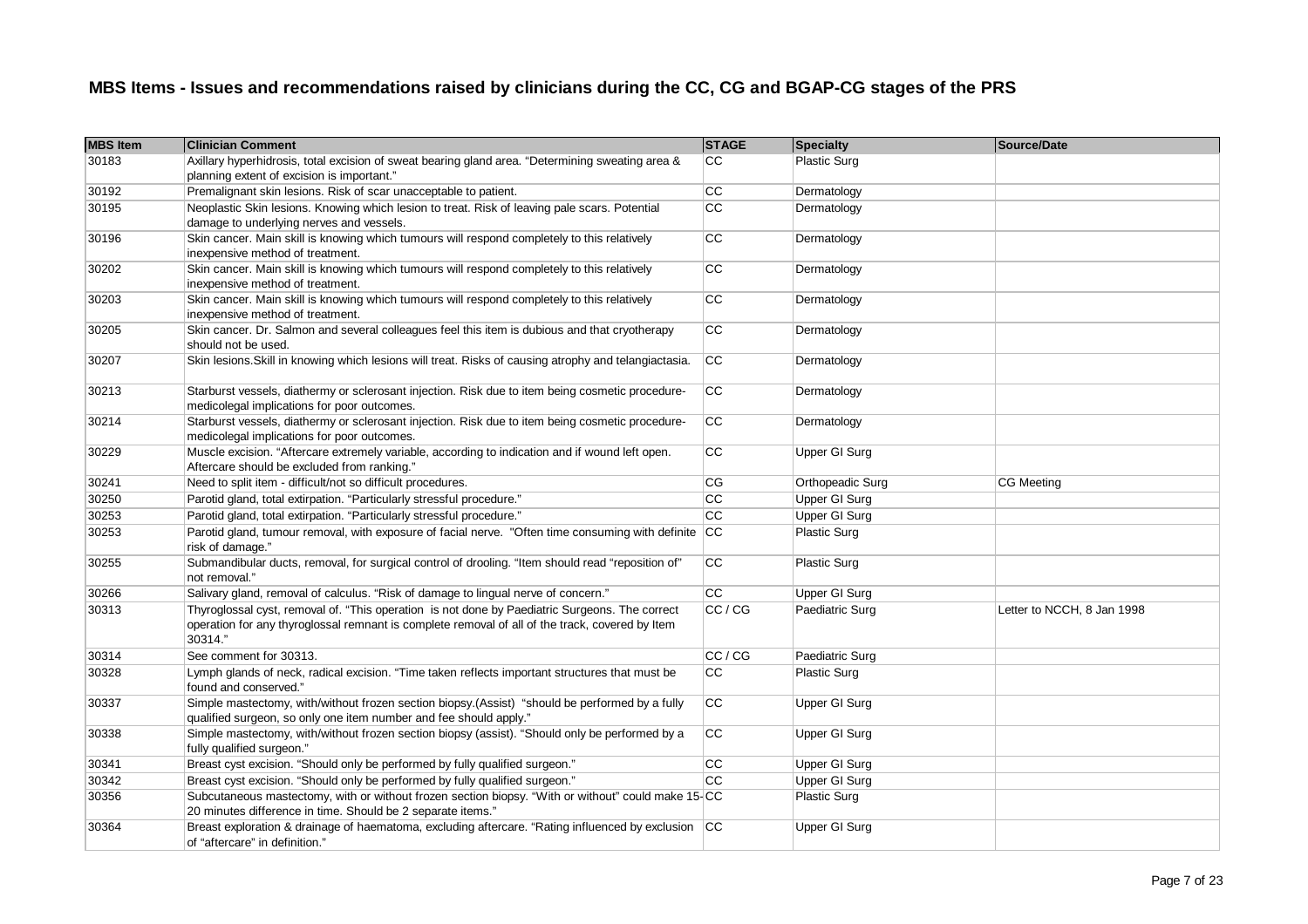## MBS Items - Issues and recommendations raised by clinicians during the CC, CG and BGAP-CG stages of the PRS

| MBS Item | Clinician Comment | STAGE | Specialty | Source/Date |
|---|---|---|---|---|
| 30183 | Axillary hyperhidrosis, total excision of sweat bearing gland area. "Determining sweating area & planning extent of excision is important." | CC | Plastic Surg | |
| 30192 | Premalignant skin lesions. Risk of scar unacceptable to patient. | CC | Dermatology | |
| 30195 | Neoplastic Skin lesions. Knowing which lesion to treat. Risk of leaving pale scars. Potential damage to underlying nerves and vessels. | CC | Dermatology | |
| 30196 | Skin cancer. Main skill is knowing which tumours will respond completely to this relatively inexpensive method of treatment. | CC | Dermatology | |
| 30202 | Skin cancer. Main skill is knowing which tumours will respond completely to this relatively inexpensive method of treatment. | CC | Dermatology | |
| 30203 | Skin cancer. Main skill is knowing which tumours will respond completely to this relatively inexpensive method of treatment. | CC | Dermatology | |
| 30205 | Skin cancer. Dr. Salmon and several colleagues feel this item is dubious and that cryotherapy should not be used. | CC | Dermatology | |
| 30207 | Skin lesions.Skill in knowing which lesions will treat. Risks of causing atrophy and telangiactasia. | CC | Dermatology | |
| 30213 | Starburst vessels, diathermy or sclerosant injection. Risk due to item being cosmetic procedure-medicolegal implications for poor outcomes. | CC | Dermatology | |
| 30214 | Starburst vessels, diathermy or sclerosant injection. Risk due to item being cosmetic procedure-medicolegal implications for poor outcomes. | CC | Dermatology | |
| 30229 | Muscle excision. "Aftercare extremely variable, according to indication and if wound left open. Aftercare should be excluded from ranking." | CC | Upper GI Surg | |
| 30241 | Need to split item - difficult/not so difficult procedures. | CG | Orthopeadic Surg | CG Meeting |
| 30250 | Parotid gland, total extirpation. "Particularly stressful procedure." | CC | Upper GI Surg | |
| 30253 | Parotid gland, total extirpation. "Particularly stressful procedure." | CC | Upper GI Surg | |
| 30253 | Parotid gland, tumour removal, with exposure of facial nerve. "Often time consuming with definite risk of damage." | CC | Plastic Surg | |
| 30255 | Submandibular ducts, removal, for surgical control of drooling. "Item should read "reposition of" not removal." | CC | Plastic Surg | |
| 30266 | Salivary gland, removal of calculus. "Risk of damage to lingual nerve of concern." | CC | Upper GI Surg | |
| 30313 | Thyroglossal cyst, removal of. "This operation is not done by Paediatric Surgeons. The correct operation for any thyroglossal remnant is complete removal of all of the track, covered by Item 30314." | CC / CG | Paediatric Surg | Letter to NCCH, 8 Jan 1998 |
| 30314 | See comment for 30313. | CC / CG | Paediatric Surg | |
| 30328 | Lymph glands of neck, radical excision. "Time taken reflects important structures that must be found and conserved." | CC | Plastic Surg | |
| 30337 | Simple mastectomy, with/without frozen section biopsy.(Assist) "should be performed by a fully qualified surgeon, so only one item number and fee should apply." | CC | Upper GI Surg | |
| 30338 | Simple mastectomy, with/without frozen section biopsy (assist). "Should only be performed by a fully qualified surgeon." | CC | Upper GI Surg | |
| 30341 | Breast cyst excision. "Should only be performed by fully qualified surgeon." | CC | Upper GI Surg | |
| 30342 | Breast cyst excision. "Should only be performed by fully qualified surgeon." | CC | Upper GI Surg | |
| 30356 | Subcutaneous mastectomy, with or without frozen section biopsy. "With or without" could make 15-20 minutes difference in time. Should be 2 separate items." | CC | Plastic Surg | |
| 30364 | Breast exploration & drainage of haematoma, excluding aftercare. "Rating influenced by exclusion of "aftercare" in definition." | CC | Upper GI Surg | |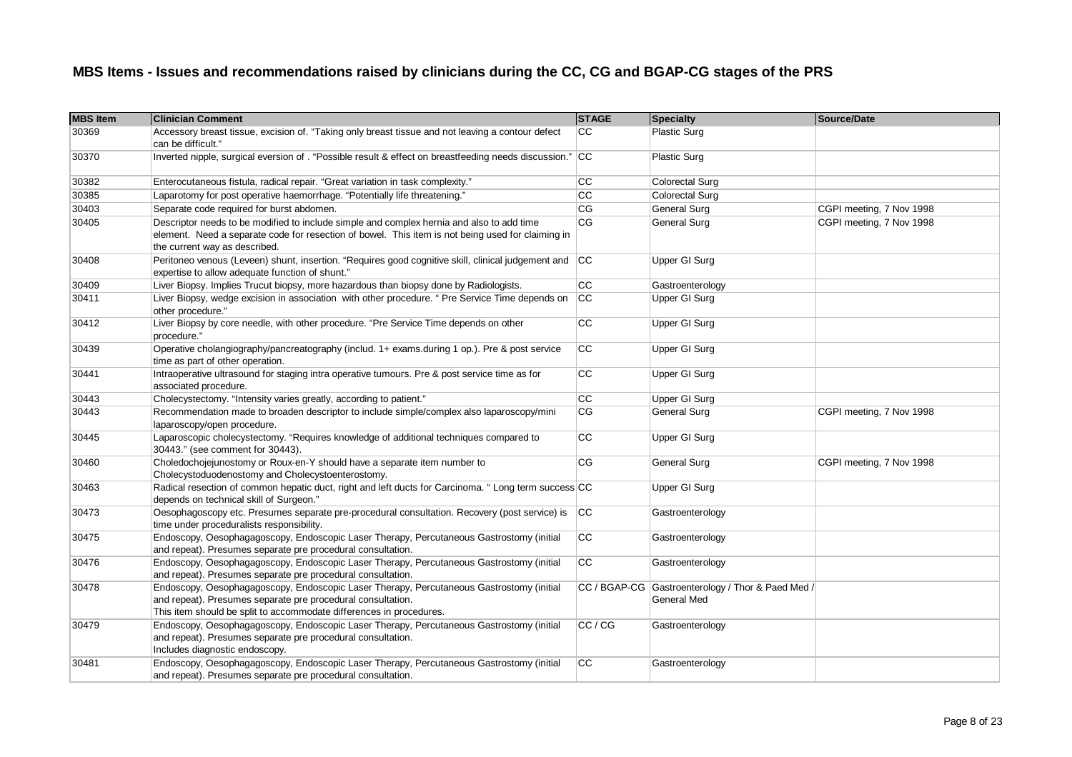# MBS Items - Issues and recommendations raised by clinicians during the CC, CG and BGAP-CG stages of the PRS

| MBS Item | Clinician Comment | STAGE | Specialty | Source/Date |
|---|---|---|---|---|
| 30369 | Accessory breast tissue, excision of. "Taking only breast tissue and not leaving a contour defect can be difficult." | CC | Plastic Surg | |
| 30370 | Inverted nipple, surgical eversion of . "Possible result & effect on breastfeeding needs discussion." | CC | Plastic Surg | |
| 30382 | Enterocutaneous fistula, radical repair. "Great variation in task complexity." | CC | Colorectal Surg | |
| 30385 | Laparotomy for post operative haemorrhage. "Potentially life threatening." | CC | Colorectal Surg | |
| 30403 | Separate code required for burst abdomen. | CG | General Surg | CGPI meeting, 7 Nov 1998 |
| 30405 | Descriptor needs to be modified to include simple and complex hernia and also to add time element. Need a separate code for resection of bowel. This item is not being used for claiming in the current way as described. | CG | General Surg | CGPI meeting, 7 Nov 1998 |
| 30408 | Peritoneo venous (Leveen) shunt, insertion. "Requires good cognitive skill, clinical judgement and expertise to allow adequate function of shunt." | CC | Upper GI Surg | |
| 30409 | Liver Biopsy. Implies Trucut biopsy, more hazardous than biopsy done by Radiologists. | CC | Gastroenterology | |
| 30411 | Liver Biopsy, wedge excision in association with other procedure. " Pre Service Time depends on other procedure." | CC | Upper GI Surg | |
| 30412 | Liver Biopsy by core needle, with other procedure. "Pre Service Time depends on other procedure." | CC | Upper GI Surg | |
| 30439 | Operative cholangiography/pancreatography (includ. 1+ exams.during 1 op.). Pre & post service time as part of other operation. | CC | Upper GI Surg | |
| 30441 | Intraoperative ultrasound for staging intra operative tumours. Pre & post service time as for associated procedure. | CC | Upper GI Surg | |
| 30443 | Cholecystectomy. "Intensity varies greatly, according to patient." | CC | Upper GI Surg | |
| 30443 | Recommendation made to broaden descriptor to include simple/complex also laparoscopy/mini laparoscopy/open procedure. | CG | General Surg | CGPI meeting, 7 Nov 1998 |
| 30445 | Laparoscopic cholecystectomy. "Requires knowledge of additional techniques compared to 30443." (see comment for 30443). | CC | Upper GI Surg | |
| 30460 | Choledochojejunostomy or Roux-en-Y should have a separate item number to Cholecystoduodenostomy and Cholecystoenterostomy. | CG | General Surg | CGPI meeting, 7 Nov 1998 |
| 30463 | Radical resection of common hepatic duct, right and left ducts for Carcinoma. " Long term success depends on technical skill of Surgeon." | CC | Upper GI Surg | |
| 30473 | Oesophagoscopy etc. Presumes separate pre-procedural consultation. Recovery (post service) is time under proceduralists responsibility. | CC | Gastroenterology | |
| 30475 | Endoscopy, Oesophagagoscopy, Endoscopic Laser Therapy, Percutaneous Gastrostomy (initial and repeat). Presumes separate pre procedural consultation. | CC | Gastroenterology | |
| 30476 | Endoscopy, Oesophagagoscopy, Endoscopic Laser Therapy, Percutaneous Gastrostomy (initial and repeat). Presumes separate pre procedural consultation. | CC | Gastroenterology | |
| 30478 | Endoscopy, Oesophagagoscopy, Endoscopic Laser Therapy, Percutaneous Gastrostomy (initial and repeat). Presumes separate pre procedural consultation. This item should be split to accommodate differences in procedures. | CC / BGAP-CG | Gastroenterology / Thor & Paed Med / General Med | |
| 30479 | Endoscopy, Oesophagagoscopy, Endoscopic Laser Therapy, Percutaneous Gastrostomy (initial and repeat). Presumes separate pre procedural consultation. Includes diagnostic endoscopy. | CC / CG | Gastroenterology | |
| 30481 | Endoscopy, Oesophagagoscopy, Endoscopic Laser Therapy, Percutaneous Gastrostomy (initial and repeat). Presumes separate pre procedural consultation. | CC | Gastroenterology | |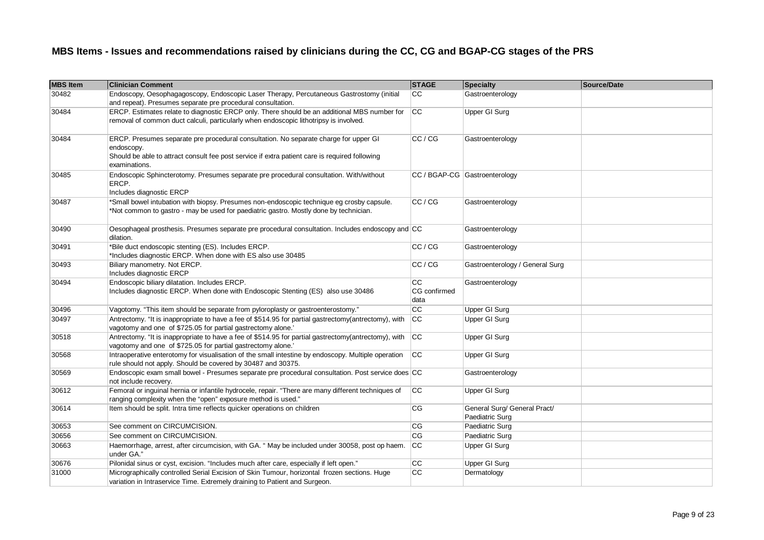# MBS Items - Issues and recommendations raised by clinicians during the CC, CG and BGAP-CG stages of the PRS

| MBS Item | Clinician Comment | STAGE | Specialty | Source/Date |
|---|---|---|---|---|
| 30482 | Endoscopy, Oesophagagoscopy, Endoscopic Laser Therapy, Percutaneous Gastrostomy (initial and repeat). Presumes separate pre procedural consultation. | CC | Gastroenterology | |
| 30484 | ERCP. Estimates relate to diagnostic ERCP only. There should be an additional MBS number for removal of common duct calculi, particularly when endoscopic lithotripsy is involved. | CC | Upper GI Surg | |
| 30484 | ERCP. Presumes separate pre procedural consultation. No separate charge for upper GI endoscopy.<br>Should be able to attract consult fee post service if extra patient care is required following examinations. | CC / CG | Gastroenterology | |
| 30485 | Endoscopic Sphincterotomy. Presumes separate pre procedural consultation. With/without ERCP.<br>Includes diagnostic ERCP | CC / BGAP-CG | Gastroenterology | |
| 30487 | *Small bowel intubation with biopsy. Presumes non-endoscopic technique eg crosby capsule.<br>*Not common to gastro - may be used for paediatric gastro. Mostly done by technician. | CC / CG | Gastroenterology | |
| 30490 | Oesophageal prosthesis. Presumes separate pre procedural consultation. Includes endoscopy and dilation. | CC | Gastroenterology | |
| 30491 | *Bile duct endoscopic stenting (ES). Includes ERCP.<br>*Includes diagnostic ERCP. When done with ES also use 30485 | CC / CG | Gastroenterology | |
| 30493 | Biliary manometry. Not ERCP.<br>Includes diagnostic ERCP | CC / CG | Gastroenterology / General Surg | |
| 30494 | Endoscopic biliary dilatation. Includes ERCP.<br>Includes diagnostic ERCP. When done with Endoscopic Stenting (ES) also use 30486 | CC<br>CG confirmed data | Gastroenterology | |
| 30496 | Vagotomy. "This item should be separate from pyloroplasty or gastroenterostomy." | CC | Upper GI Surg | |
| 30497 | Antrectomy. "It is inappropriate to have a fee of $514.95 for partial gastrectomy(antrectomy), with vagotomy and one of $725.05 for partial gastrectomy alone.' | CC | Upper GI Surg | |
| 30518 | Antrectomy. "It is inappropriate to have a fee of $514.95 for partial gastrectomy(antrectomy), with vagotomy and one of $725.05 for partial gastrectomy alone.' | CC | Upper GI Surg | |
| 30568 | Intraoperative enterotomy for visualisation of the small intestine by endoscopy. Multiple operation rule should not apply. Should be covered by 30487 and 30375. | CC | Upper GI Surg | |
| 30569 | Endoscopic exam small bowel - Presumes separate pre procedural consultation. Post service does not include recovery. | CC | Gastroenterology | |
| 30612 | Femoral or inguinal hernia or infantile hydrocele, repair. "There are many different techniques of ranging complexity when the "open" exposure method is used." | CC | Upper GI Surg | |
| 30614 | Item should be split. Intra time reflects quicker operations on children | CG | General Surg/ General Pract/ Paediatric Surg | |
| 30653 | See comment on CIRCUMCISION. | CG | Paediatric Surg | |
| 30656 | See comment on CIRCUMCISION. | CG | Paediatric Surg | |
| 30663 | Haemorrhage, arrest, after circumcision, with GA. " May be included under 30058, post op haem. under GA." | CC | Upper GI Surg | |
| 30676 | Pilonidal sinus or cyst, excision. "Includes much after care, especially if left open." | CC | Upper GI Surg | |
| 31000 | Micrographically controlled Serial Excision of Skin Tumour, horizontal frozen sections. Huge variation in Intraservice Time. Extremely draining to Patient and Surgeon. | CC | Dermatology | |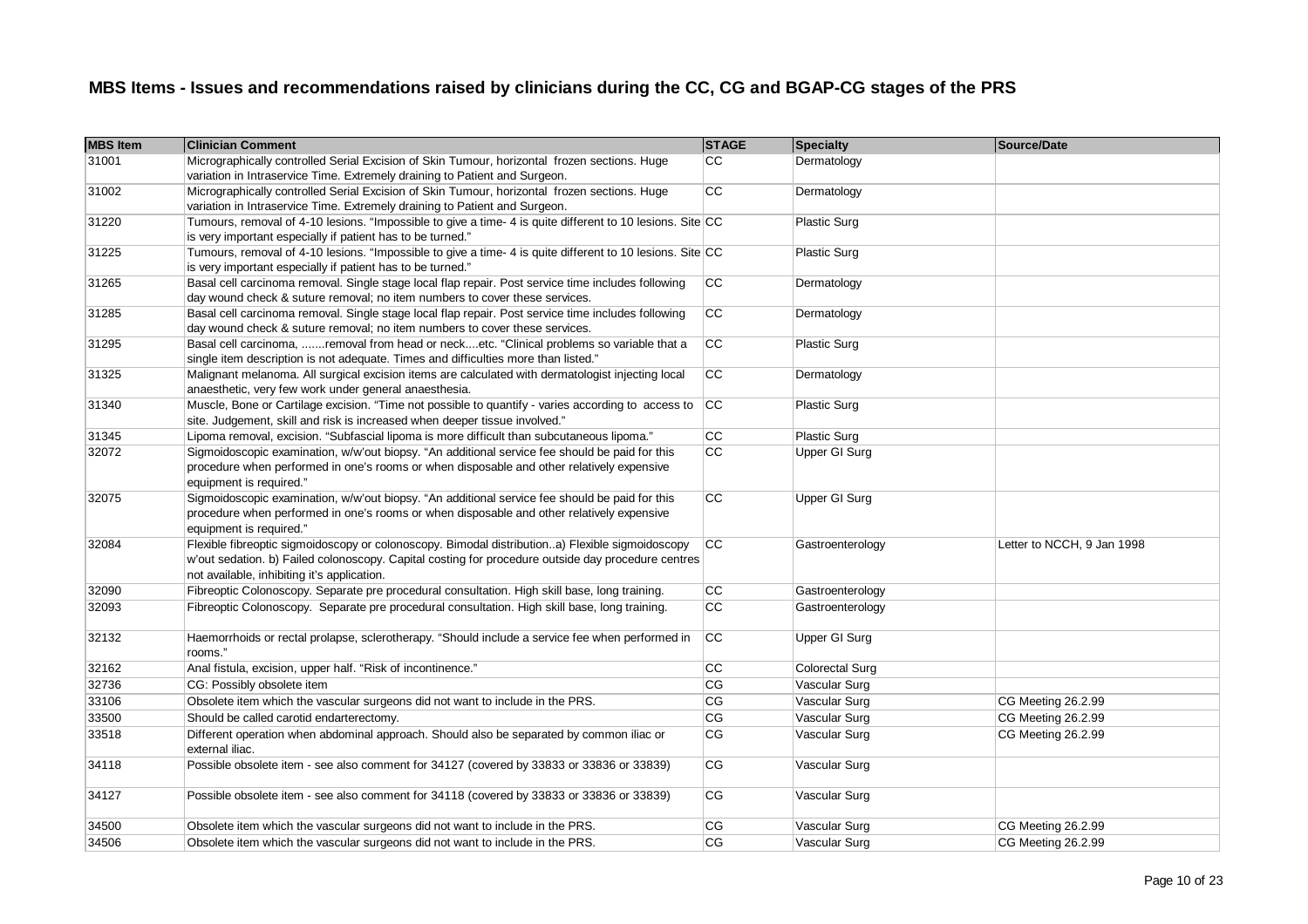# MBS Items - Issues and recommendations raised by clinicians during the CC, CG and BGAP-CG stages of the PRS

| MBS Item | Clinician Comment | STAGE | Specialty | Source/Date |
|---|---|---|---|---|
| 31001 | Micrographically controlled Serial Excision of Skin Tumour, horizontal frozen sections. Huge variation in Intraservice Time. Extremely draining to Patient and Surgeon. | CC | Dermatology | |
| 31002 | Micrographically controlled Serial Excision of Skin Tumour, horizontal frozen sections. Huge variation in Intraservice Time. Extremely draining to Patient and Surgeon. | CC | Dermatology | |
| 31220 | Tumours, removal of 4-10 lesions. "Impossible to give a time- 4 is quite different to 10 lesions. Site is very important especially if patient has to be turned." | CC | Plastic Surg | |
| 31225 | Tumours, removal of 4-10 lesions. "Impossible to give a time- 4 is quite different to 10 lesions. Site is very important especially if patient has to be turned." | CC | Plastic Surg | |
| 31265 | Basal cell carcinoma removal. Single stage local flap repair. Post service time includes following day wound check & suture removal; no item numbers to cover these services. | CC | Dermatology | |
| 31285 | Basal cell carcinoma removal. Single stage local flap repair. Post service time includes following day wound check & suture removal; no item numbers to cover these services. | CC | Dermatology | |
| 31295 | Basal cell carcinoma, .......removal from head or neck....etc. "Clinical problems so variable that a single item description is not adequate. Times and difficulties more than listed." | CC | Plastic Surg | |
| 31325 | Malignant melanoma. All surgical excision items are calculated with dermatologist injecting local anaesthetic, very few work under general anaesthesia. | CC | Dermatology | |
| 31340 | Muscle, Bone or Cartilage excision. "Time not possible to quantify - varies according to access to site. Judgement, skill and risk is increased when deeper tissue involved." | CC | Plastic Surg | |
| 31345 | Lipoma removal, excision. "Subfascial lipoma is more difficult than subcutaneous lipoma." | CC | Plastic Surg | |
| 32072 | Sigmoidoscopic examination, w/w'out biopsy. "An additional service fee should be paid for this procedure when performed in one's rooms or when disposable and other relatively expensive equipment is required." | CC | Upper GI Surg | |
| 32075 | Sigmoidoscopic examination, w/w'out biopsy. "An additional service fee should be paid for this procedure when performed in one's rooms or when disposable and other relatively expensive equipment is required." | CC | Upper GI Surg | |
| 32084 | Flexible fibreoptic sigmoidoscopy or colonoscopy. Bimodal distribution..a) Flexible sigmoidoscopy w'out sedation. b) Failed colonoscopy. Capital costing for procedure outside day procedure centres not available, inhibiting it's application. | CC | Gastroenterology | Letter to NCCH, 9 Jan 1998 |
| 32090 | Fibreoptic Colonoscopy. Separate pre procedural consultation. High skill base, long training. | CC | Gastroenterology | |
| 32093 | Fibreoptic Colonoscopy. Separate pre procedural consultation. High skill base, long training. | CC | Gastroenterology | |
| 32132 | Haemorrhoids or rectal prolapse, sclerotherapy. "Should include a service fee when performed in rooms." | CC | Upper GI Surg | |
| 32162 | Anal fistula, excision, upper half. "Risk of incontinence." | CC | Colorectal Surg | |
| 32736 | CG: Possibly obsolete item | CG | Vascular Surg | |
| 33106 | Obsolete item which the vascular surgeons did not want to include in the PRS. | CG | Vascular Surg | CG Meeting 26.2.99 |
| 33500 | Should be called carotid endarterectomy. | CG | Vascular Surg | CG Meeting 26.2.99 |
| 33518 | Different operation when abdominal approach. Should also be separated by common iliac or external iliac. | CG | Vascular Surg | CG Meeting 26.2.99 |
| 34118 | Possible obsolete item - see also comment for 34127 (covered by 33833 or 33836 or 33839) | CG | Vascular Surg | |
| 34127 | Possible obsolete item - see also comment for 34118 (covered by 33833 or 33836 or 33839) | CG | Vascular Surg | |
| 34500 | Obsolete item which the vascular surgeons did not want to include in the PRS. | CG | Vascular Surg | CG Meeting 26.2.99 |
| 34506 | Obsolete item which the vascular surgeons did not want to include in the PRS. | CG | Vascular Surg | CG Meeting 26.2.99 |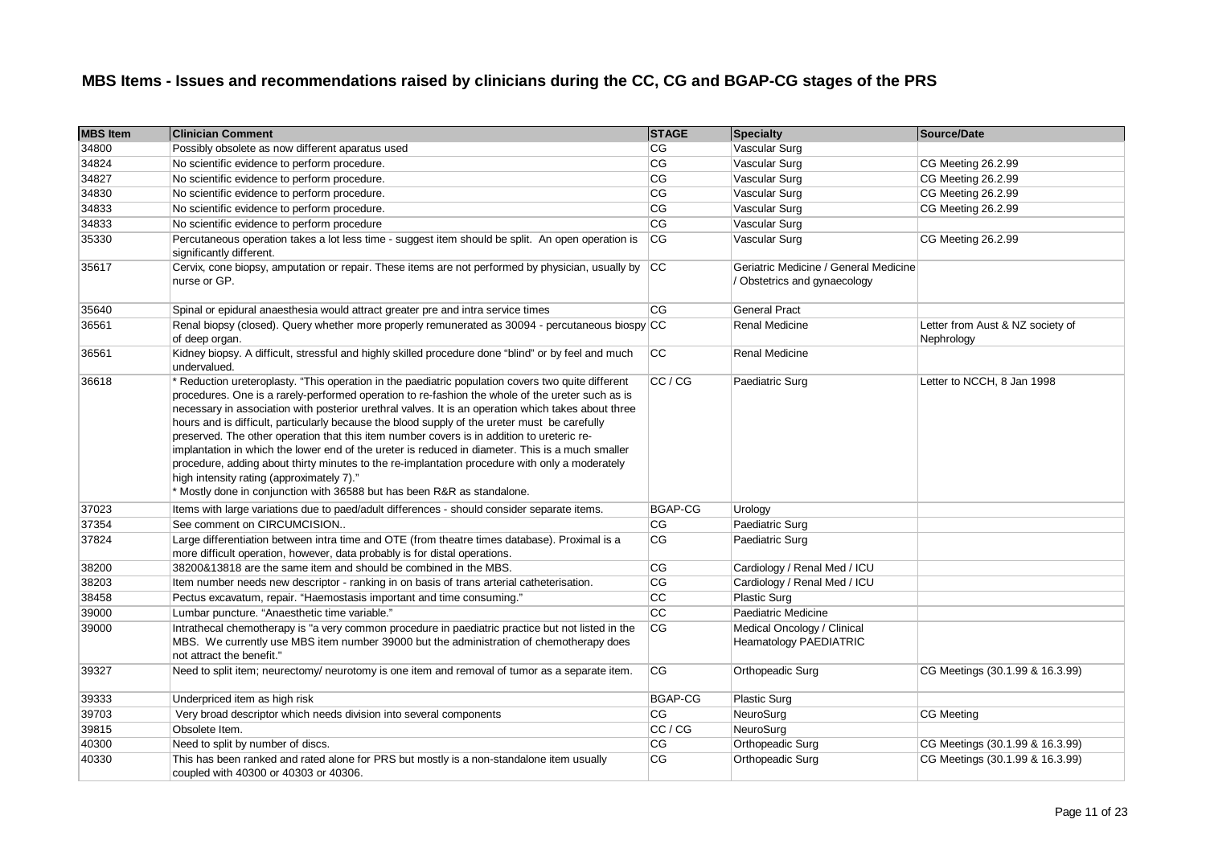# MBS Items - Issues and recommendations raised by clinicians during the CC, CG and BGAP-CG stages of the PRS

| MBS Item | Clinician Comment | STAGE | Specialty | Source/Date |
|---|---|---|---|---|
| 34800 | Possibly obsolete as now different aparatus used | CG | Vascular Surg | |
| 34824 | No scientific evidence to perform procedure. | CG | Vascular Surg | CG Meeting 26.2.99 |
| 34827 | No scientific evidence to perform procedure. | CG | Vascular Surg | CG Meeting 26.2.99 |
| 34830 | No scientific evidence to perform procedure. | CG | Vascular Surg | CG Meeting 26.2.99 |
| 34833 | No scientific evidence to perform procedure. | CG | Vascular Surg | CG Meeting 26.2.99 |
| 34833 | No scientific evidence to perform procedure | CG | Vascular Surg | |
| 35330 | Percutaneous operation takes a lot less time - suggest item should be split. An open operation is significantly different. | CG | Vascular Surg | CG Meeting 26.2.99 |
| 35617 | Cervix, cone biopsy, amputation or repair. These items are not performed by physician, usually by nurse or GP. | CC | Geriatric Medicine / General Medicine / Obstetrics and gynaecology | |
| 35640 | Spinal or epidural anaesthesia would attract greater pre and intra service times | CG | General Pract | |
| 36561 | Renal biopsy (closed). Query whether more properly remunerated as 30094 - percutaneous biospy of deep organ. | CC | Renal Medicine | Letter from Aust & NZ society of Nephrology |
| 36561 | Kidney biopsy. A difficult, stressful and highly skilled procedure done "blind" or by feel and much undervalued. | CC | Renal Medicine | |
| 36618 | * Reduction ureteroplasty. "This operation in the paediatric population covers two quite different procedures. One is a rarely-performed operation to re-fashion the whole of the ureter such as is necessary in association with posterior urethral valves. It is an operation which takes about three hours and is difficult, particularly because the blood supply of the ureter must be carefully preserved. The other operation that this item number covers is in addition to ureteric re-implantation in which the lower end of the ureter is reduced in diameter. This is a much smaller procedure, adding about thirty minutes to the re-implantation procedure with only a moderately high intensity rating (approximately 7)." * Mostly done in conjunction with 36588 but has been R&R as standalone. | CC / CG | Paediatric Surg | Letter to NCCH, 8 Jan 1998 |
| 37023 | Items with large variations due to paed/adult differences - should consider separate items. | BGAP-CG | Urology | |
| 37354 | See comment on CIRCUMCISION.. | CG | Paediatric Surg | |
| 37824 | Large differentiation between intra time and OTE (from theatre times database). Proximal is a more difficult operation, however, data probably is for distal operations. | CG | Paediatric Surg | |
| 38200 | 38200&13818 are the same item and should be combined in the MBS. | CG | Cardiology / Renal Med / ICU | |
| 38203 | Item number needs new descriptor - ranking in on basis of trans arterial catheterisation. | CG | Cardiology / Renal Med / ICU | |
| 38458 | Pectus excavatum, repair. "Haemostasis important and time consuming." | CC | Plastic Surg | |
| 39000 | Lumbar puncture. "Anaesthetic time variable." | CC | Paediatric Medicine | |
| 39000 | Intrathecal chemotherapy is "a very common procedure in paediatric practice but not listed in the MBS. We currently use MBS item number 39000 but the administration of chemotherapy does not attract the benefit." | CG | Medical Oncology / Clinical Heamatology PAEDIATRIC | |
| 39327 | Need to split item; neurectomy/ neurotomy is one item and removal of tumor as a separate item. | CG | Orthopeadic Surg | CG Meetings (30.1.99 & 16.3.99) |
| 39333 | Underpriced item as high risk | BGAP-CG | Plastic Surg | |
| 39703 | Very broad descriptor which needs division into several components | CG | NeuroSurg | CG Meeting |
| 39815 | Obsolete Item. | CC / CG | NeuroSurg | |
| 40300 | Need to split by number of discs. | CG | Orthopeadic Surg | CG Meetings (30.1.99 & 16.3.99) |
| 40330 | This has been ranked and rated alone for PRS but mostly is a non-standalone item usually coupled with 40300 or 40303 or 40306. | CG | Orthopeadic Surg | CG Meetings (30.1.99 & 16.3.99) |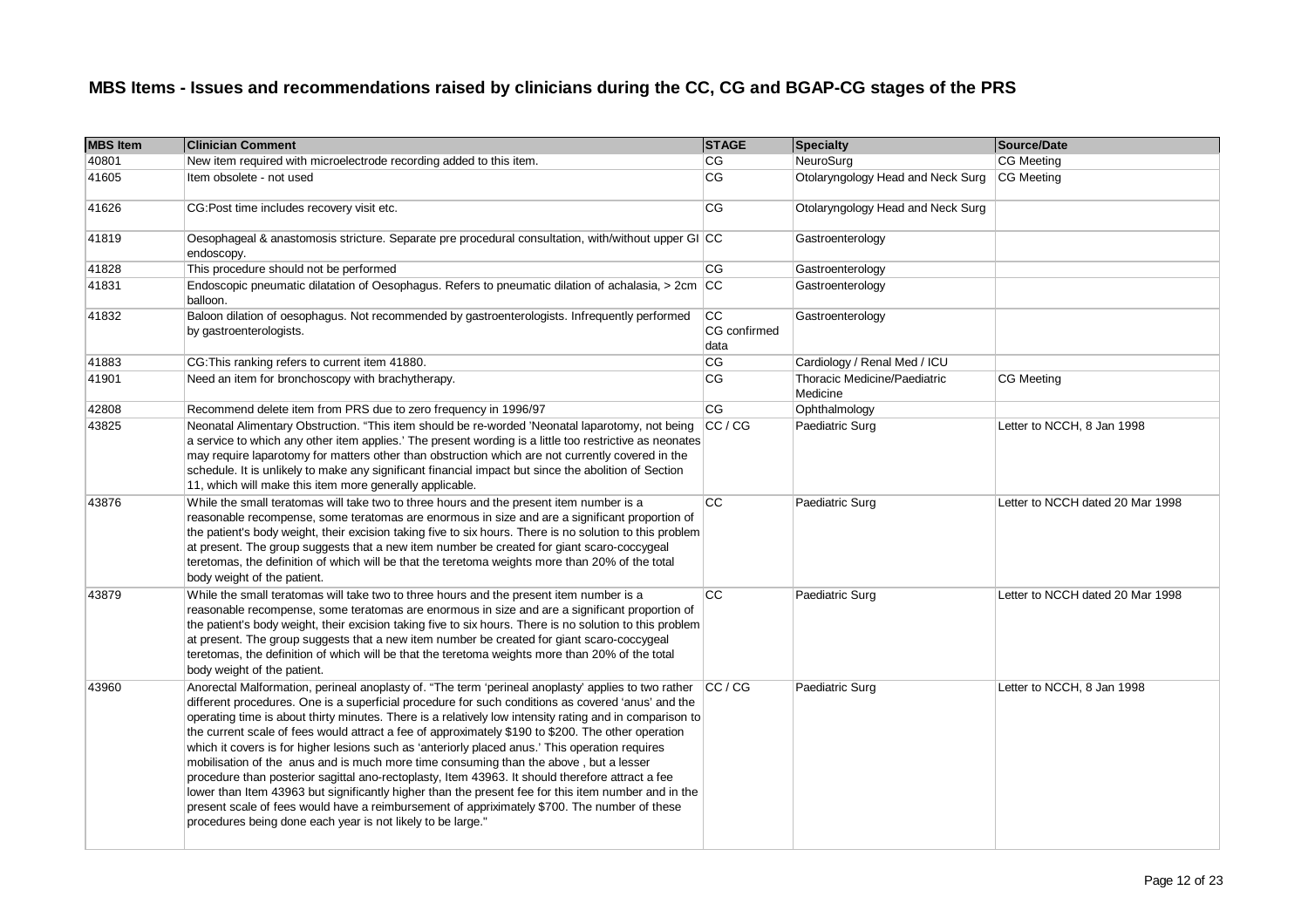# MBS Items - Issues and recommendations raised by clinicians during the CC, CG and BGAP-CG stages of the PRS

| MBS Item | Clinician Comment | STAGE | Specialty | Source/Date |
|---|---|---|---|---|
| 40801 | New item required with microelectrode recording added to this item. | CG | NeuroSurg | CG Meeting |
| 41605 | Item obsolete - not used | CG | Otolaryngology Head and Neck Surg | CG Meeting |
| 41626 | CG:Post time includes recovery visit etc. | CG | Otolaryngology Head and Neck Surg | |
| 41819 | Oesophageal & anastomosis stricture. Separate pre procedural consultation, with/without upper GI endoscopy. | CC | Gastroenterology | |
| 41828 | This procedure should not be performed | CG | Gastroenterology | |
| 41831 | Endoscopic pneumatic dilatation of Oesophagus. Refers to pneumatic dilation of achalasia, > 2cm balloon. | CC | Gastroenterology | |
| 41832 | Baloon dilation of oesophagus. Not recommended by gastroenterologists. Infrequently performed by gastroenterologists. | CC CG confirmed data | Gastroenterology | |
| 41883 | CG:This ranking refers to current item 41880. | CG | Cardiology / Renal Med / ICU | |
| 41901 | Need an item for bronchoscopy with brachytherapy. | CG | Thoracic Medicine/Paediatric Medicine | CG Meeting |
| 42808 | Recommend delete item from PRS due to zero frequency in 1996/97 | CG | Ophthalmology | |
| 43825 | Neonatal Alimentary Obstruction. "This item should be re-worded 'Neonatal laparotomy, not being a service to which any other item applies.' The present wording is a little too restrictive as neonates may require laparotomy for matters other than obstruction which are not currently covered in the schedule. It is unlikely to make any significant financial impact but since the abolition of Section 11, which will make this item more generally applicable. | CC / CG | Paediatric Surg | Letter to NCCH, 8 Jan 1998 |
| 43876 | While the small teratomas will take two to three hours and the present item number is a reasonable recompense, some teratomas are enormous in size and are a significant proportion of the patient's body weight, their excision taking five to six hours. There is no solution to this problem at present. The group suggests that a new item number be created for giant scaro-coccygeal teretomas, the definition of which will be that the teretoma weights more than 20% of the total body weight of the patient. | CC | Paediatric Surg | Letter to NCCH dated 20 Mar 1998 |
| 43879 | While the small teratomas will take two to three hours and the present item number is a reasonable recompense, some teratomas are enormous in size and are a significant proportion of the patient's body weight, their excision taking five to six hours. There is no solution to this problem at present. The group suggests that a new item number be created for giant scaro-coccygeal teretomas, the definition of which will be that the teretoma weights more than 20% of the total body weight of the patient. | CC | Paediatric Surg | Letter to NCCH dated 20 Mar 1998 |
| 43960 | Anorectal Malformation, perineal anoplasty of. "The term 'perineal anoplasty' applies to two rather different procedures. One is a superficial procedure for such conditions as covered 'anus' and the operating time is about thirty minutes. There is a relatively low intensity rating and in comparison to the current scale of fees would attract a fee of approximately $190 to $200. The other operation which it covers is for higher lesions such as 'anteriorly placed anus.' This operation requires mobilisation of the anus and is much more time consuming than the above , but a lesser procedure than posterior sagittal ano-rectoplasty, Item 43963. It should therefore attract a fee lower than Item 43963 but significantly higher than the present fee for this item number and in the present scale of fees would have a reimbursement of appriximately $700. The number of these procedures being done each year is not likely to be large." | CC / CG | Paediatric Surg | Letter to NCCH, 8 Jan 1998 |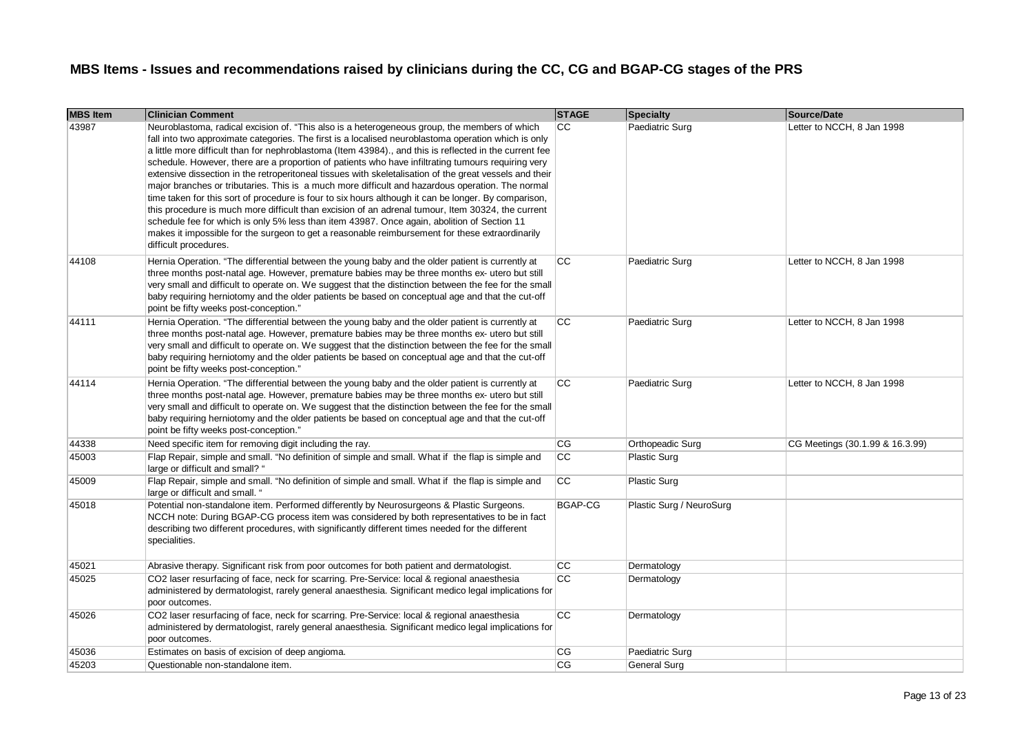# MBS Items - Issues and recommendations raised by clinicians during the CC, CG and BGAP-CG stages of the PRS

| MBS Item | Clinician Comment | STAGE | Specialty | Source/Date |
|---|---|---|---|---|
| 43987 | Neuroblastoma, radical excision of. "This also is a heterogeneous group, the members of which fall into two approximate categories. The first is a localised neuroblastoma operation which is only a little more difficult than for nephroblastoma (Item 43984)., and this is reflected in the current fee schedule. However, there are a proportion of patients who have infiltrating tumours requiring very extensive dissection in the retroperitoneal tissues with skeletalisation of the great vessels and their major branches or tributaries. This is a much more difficult and hazardous operation. The normal time taken for this sort of procedure is four to six hours although it can be longer. By comparison, this procedure is much more difficult than excision of an adrenal tumour, Item 30324, the current schedule fee for which is only 5% less than item 43987. Once again, abolition of Section 11 makes it impossible for the surgeon to get a reasonable reimbursement for these extraordinarily difficult procedures. | CC | Paediatric Surg | Letter to NCCH, 8 Jan 1998 |
| 44108 | Hernia Operation. "The differential between the young baby and the older patient is currently at three months post-natal age. However, premature babies may be three months ex- utero but still very small and difficult to operate on. We suggest that the distinction between the fee for the small baby requiring herniotomy and the older patients be based on conceptual age and that the cut-off point be fifty weeks post-conception." | CC | Paediatric Surg | Letter to NCCH, 8 Jan 1998 |
| 44111 | Hernia Operation. "The differential between the young baby and the older patient is currently at three months post-natal age. However, premature babies may be three months ex- utero but still very small and difficult to operate on. We suggest that the distinction between the fee for the small baby requiring herniotomy and the older patients be based on conceptual age and that the cut-off point be fifty weeks post-conception." | CC | Paediatric Surg | Letter to NCCH, 8 Jan 1998 |
| 44114 | Hernia Operation. "The differential between the young baby and the older patient is currently at three months post-natal age. However, premature babies may be three months ex- utero but still very small and difficult to operate on. We suggest that the distinction between the fee for the small baby requiring herniotomy and the older patients be based on conceptual age and that the cut-off point be fifty weeks post-conception." | CC | Paediatric Surg | Letter to NCCH, 8 Jan 1998 |
| 44338 | Need specific item for removing digit including the ray. | CG | Orthopeadic Surg | CG Meetings (30.1.99 & 16.3.99) |
| 45003 | Flap Repair, simple and small. "No definition of simple and small. What if the flap is simple and large or difficult and small? " | CC | Plastic Surg | |
| 45009 | Flap Repair, simple and small. "No definition of simple and small. What if the flap is simple and large or difficult and small. " | CC | Plastic Surg | |
| 45018 | Potential non-standalone item. Performed differently by Neurosurgeons & Plastic Surgeons. NCCH note: During BGAP-CG process item was considered by both representatives to be in fact describing two different procedures, with significantly different times needed for the different specialities. | BGAP-CG | Plastic Surg / NeuroSurg | |
| 45021 | Abrasive therapy. Significant risk from poor outcomes for both patient and dermatologist. | CC | Dermatology | |
| 45025 | CO2 laser resurfacing of face, neck for scarring. Pre-Service: local & regional anaesthesia administered by dermatologist, rarely general anaesthesia. Significant medico legal implications for poor outcomes. | CC | Dermatology | |
| 45026 | CO2 laser resurfacing of face, neck for scarring. Pre-Service: local & regional anaesthesia administered by dermatologist, rarely general anaesthesia. Significant medico legal implications for poor outcomes. | CC | Dermatology | |
| 45036 | Estimates on basis of excision of deep angioma. | CG | Paediatric Surg | |
| 45203 | Questionable non-standalone item. | CG | General Surg | |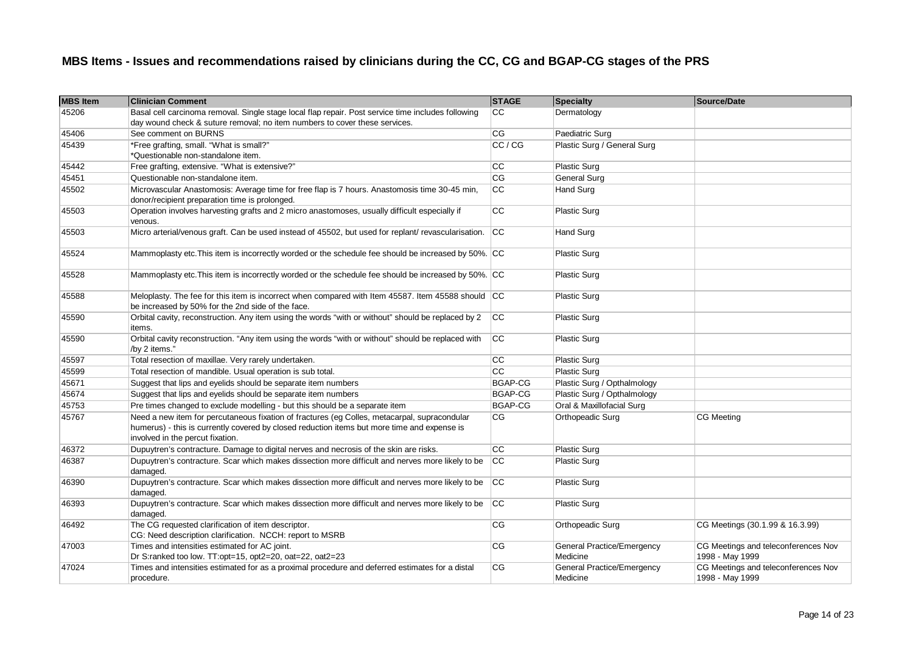# MBS Items - Issues and recommendations raised by clinicians during the CC, CG and BGAP-CG stages of the PRS

| MBS Item | Clinician Comment | STAGE | Specialty | Source/Date |
|---|---|---|---|---|
| 45206 | Basal cell carcinoma removal. Single stage local flap repair. Post service time includes following day wound check & suture removal; no item numbers to cover these services. | CC | Dermatology | |
| 45406 | See comment on BURNS | CG | Paediatric Surg | |
| 45439 | *Free grafting, small. "What is small?"<br>*Questionable non-standalone item. | CC / CG | Plastic Surg / General Surg | |
| 45442 | Free grafting, extensive. "What is extensive?" | CC | Plastic Surg | |
| 45451 | Questionable non-standalone item. | CG | General Surg | |
| 45502 | Microvascular Anastomosis: Average time for free flap is 7 hours. Anastomosis time 30-45 min, donor/recipient preparation time is prolonged. | CC | Hand Surg | |
| 45503 | Operation involves harvesting grafts and 2 micro anastomoses, usually difficult especially if venous. | CC | Plastic Surg | |
| 45503 | Micro arterial/venous graft. Can be used instead of 45502, but used for replant/ revascularisation. | CC | Hand Surg | |
| 45524 | Mammoplasty etc.This item is incorrectly worded or the schedule fee should be increased by 50%. | CC | Plastic Surg | |
| 45528 | Mammoplasty etc.This item is incorrectly worded or the schedule fee should be increased by 50%. | CC | Plastic Surg | |
| 45588 | Meloplasty. The fee for this item is incorrect when compared with Item 45587. Item 45588 should be increased by 50% for the 2nd side of the face. | CC | Plastic Surg | |
| 45590 | Orbital cavity, reconstruction. Any item using the words "with or without" should be replaced by 2 items. | CC | Plastic Surg | |
| 45590 | Orbital cavity reconstruction. "Any item using the words "with or without" should be replaced with /by 2 items." | CC | Plastic Surg | |
| 45597 | Total resection of maxillae. Very rarely undertaken. | CC | Plastic Surg | |
| 45599 | Total resection of mandible. Usual operation is sub total. | CC | Plastic Surg | |
| 45671 | Suggest that lips and eyelids should be separate item numbers | BGAP-CG | Plastic Surg / Opthalmology | |
| 45674 | Suggest that lips and eyelids should be separate item numbers | BGAP-CG | Plastic Surg / Opthalmology | |
| 45753 | Pre times changed to exclude modelling - but this should be a separate item | BGAP-CG | Oral & Maxillofacial Surg | |
| 45767 | Need a new item for percutaneous fixation of fractures (eg Colles, metacarpal, supracondular humerus) - this is currently covered by closed reduction items but more time and expense is involved in the percut fixation. | CG | Orthopeadic Surg | CG Meeting |
| 46372 | Dupuytren's contracture. Damage to digital nerves and necrosis of the skin are risks. | CC | Plastic Surg | |
| 46387 | Dupuytren's contracture. Scar which makes dissection more difficult and nerves more likely to be damaged. | CC | Plastic Surg | |
| 46390 | Dupuytren's contracture. Scar which makes dissection more difficult and nerves more likely to be damaged. | CC | Plastic Surg | |
| 46393 | Dupuytren's contracture. Scar which makes dissection more difficult and nerves more likely to be damaged. | CC | Plastic Surg | |
| 46492 | The CG requested clarification of item descriptor.<br>CG: Need description clarification. NCCH: report to MSRB | CG | Orthopeadic Surg | CG Meetings (30.1.99 & 16.3.99) |
| 47003 | Times and intensities estimated for AC joint.<br>Dr S:ranked too low. TT:opt=15, opt2=20, oat=22, oat2=23 | CG | General Practice/Emergency Medicine | CG Meetings and teleconferences Nov 1998 - May 1999 |
| 47024 | Times and intensities estimated for as a proximal procedure and deferred estimates for a distal procedure. | CG | General Practice/Emergency Medicine | CG Meetings and teleconferences Nov 1998 - May 1999 |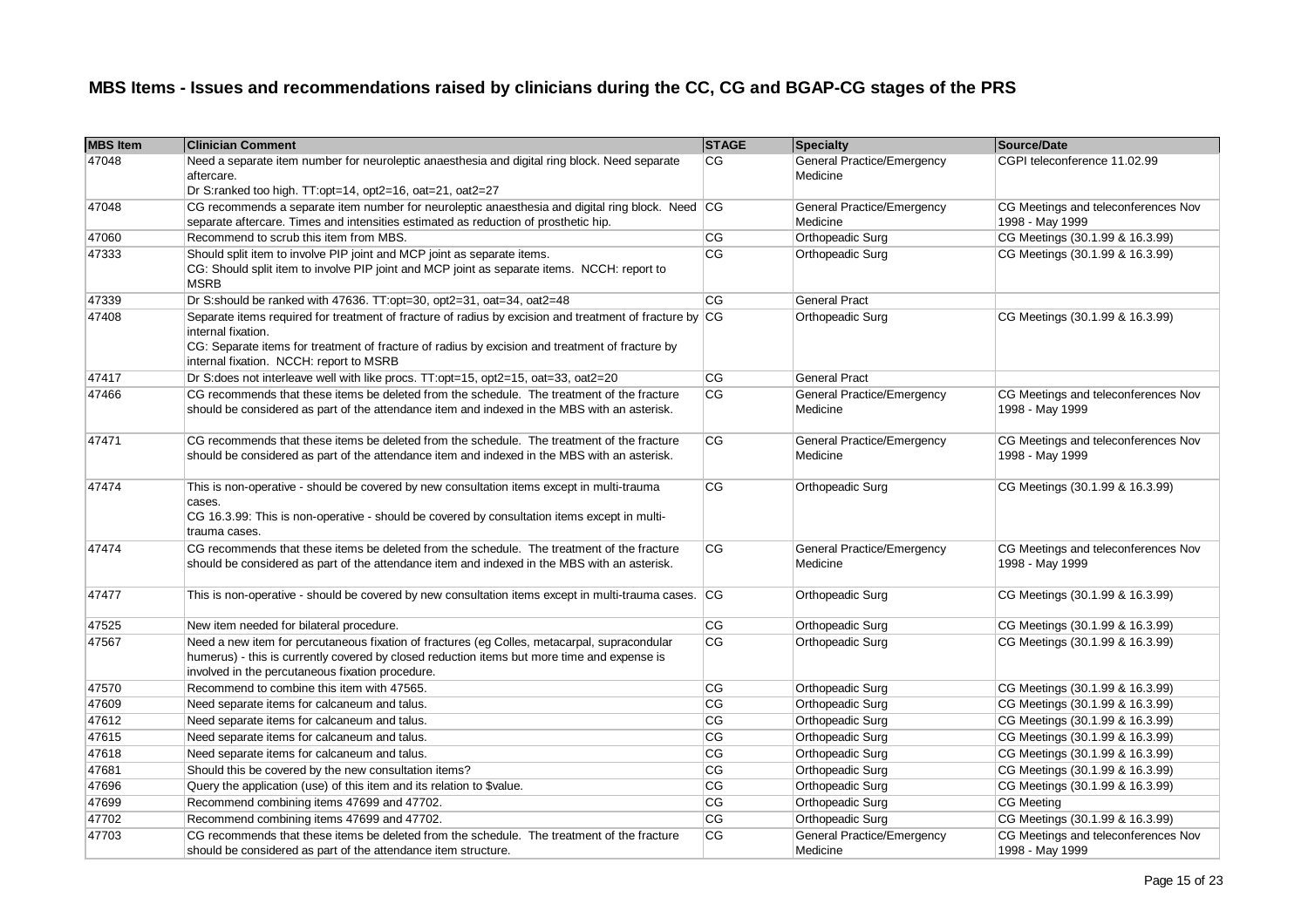## MBS Items - Issues and recommendations raised by clinicians during the CC, CG and BGAP-CG stages of the PRS

| MBS Item | Clinician Comment | STAGE | Specialty | Source/Date |
|---|---|---|---|---|
| 47048 | Need a separate item number for neuroleptic anaesthesia and digital ring block. Need separate aftercare.<br>Dr S:ranked too high. TT:opt=14, opt2=16, oat=21, oat2=27 | CG | General Practice/Emergency Medicine | CGPI teleconference 11.02.99 |
| 47048 | CG recommends a separate item number for neuroleptic anaesthesia and digital ring block. Need separate aftercare. Times and intensities estimated as reduction of prosthetic hip. | CG | General Practice/Emergency Medicine | CG Meetings and teleconferences Nov 1998 - May 1999 |
| 47060 | Recommend to scrub this item from MBS. | CG | Orthopeadic Surg | CG Meetings (30.1.99 & 16.3.99) |
| 47333 | Should split item to involve PIP joint and MCP joint as separate items.<br>CG: Should split item to involve PIP joint and MCP joint as separate items. NCCH: report to MSRB | CG | Orthopeadic Surg | CG Meetings (30.1.99 & 16.3.99) |
| 47339 | Dr S:should be ranked with 47636. TT:opt=30, opt2=31, oat=34, oat2=48 | CG | General Pract | |
| 47408 | Separate items required for treatment of fracture of radius by excision and treatment of fracture by internal fixation.<br>CG: Separate items for treatment of fracture of radius by excision and treatment of fracture by internal fixation. NCCH: report to MSRB | CG | Orthopeadic Surg | CG Meetings (30.1.99 & 16.3.99) |
| 47417 | Dr S:does not interleave well with like procs. TT:opt=15, opt2=15, oat=33, oat2=20 | CG | General Pract | |
| 47466 | CG recommends that these items be deleted from the schedule. The treatment of the fracture should be considered as part of the attendance item and indexed in the MBS with an asterisk. | CG | General Practice/Emergency Medicine | CG Meetings and teleconferences Nov 1998 - May 1999 |
| 47471 | CG recommends that these items be deleted from the schedule. The treatment of the fracture should be considered as part of the attendance item and indexed in the MBS with an asterisk. | CG | General Practice/Emergency Medicine | CG Meetings and teleconferences Nov 1998 - May 1999 |
| 47474 | This is non-operative - should be covered by new consultation items except in multi-trauma cases.<br>CG 16.3.99: This is non-operative - should be covered by consultation items except in multi-trauma cases. | CG | Orthopeadic Surg | CG Meetings (30.1.99 & 16.3.99) |
| 47474 | CG recommends that these items be deleted from the schedule. The treatment of the fracture should be considered as part of the attendance item and indexed in the MBS with an asterisk. | CG | General Practice/Emergency Medicine | CG Meetings and teleconferences Nov 1998 - May 1999 |
| 47477 | This is non-operative - should be covered by new consultation items except in multi-trauma cases. | CG | Orthopeadic Surg | CG Meetings (30.1.99 & 16.3.99) |
| 47525 | New item needed for bilateral procedure. | CG | Orthopeadic Surg | CG Meetings (30.1.99 & 16.3.99) |
| 47567 | Need a new item for percutaneous fixation of fractures (eg Colles, metacarpal, supracondular humerus) - this is currently covered by closed reduction items but more time and expense is involved in the percutaneous fixation procedure. | CG | Orthopeadic Surg | CG Meetings (30.1.99 & 16.3.99) |
| 47570 | Recommend to combine this item with 47565. | CG | Orthopeadic Surg | CG Meetings (30.1.99 & 16.3.99) |
| 47609 | Need separate items for calcaneum and talus. | CG | Orthopeadic Surg | CG Meetings (30.1.99 & 16.3.99) |
| 47612 | Need separate items for calcaneum and talus. | CG | Orthopeadic Surg | CG Meetings (30.1.99 & 16.3.99) |
| 47615 | Need separate items for calcaneum and talus. | CG | Orthopeadic Surg | CG Meetings (30.1.99 & 16.3.99) |
| 47618 | Need separate items for calcaneum and talus. | CG | Orthopeadic Surg | CG Meetings (30.1.99 & 16.3.99) |
| 47681 | Should this be covered by the new consultation items? | CG | Orthopeadic Surg | CG Meetings (30.1.99 & 16.3.99) |
| 47696 | Query the application (use) of this item and its relation to $value. | CG | Orthopeadic Surg | CG Meetings (30.1.99 & 16.3.99) |
| 47699 | Recommend combining items 47699 and 47702. | CG | Orthopeadic Surg | CG Meeting |
| 47702 | Recommend combining items 47699 and 47702. | CG | Orthopeadic Surg | CG Meetings (30.1.99 & 16.3.99) |
| 47703 | CG recommends that these items be deleted from the schedule. The treatment of the fracture should be considered as part of the attendance item structure. | CG | General Practice/Emergency Medicine | CG Meetings and teleconferences Nov 1998 - May 1999 |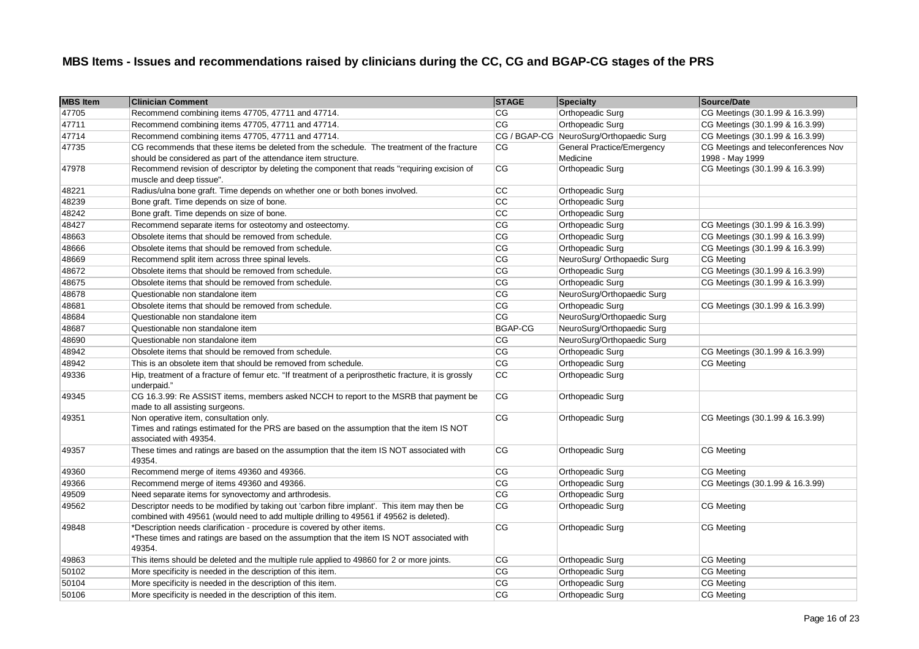# MBS Items - Issues and recommendations raised by clinicians during the CC, CG and BGAP-CG stages of the PRS

| MBS Item | Clinician Comment | STAGE | Specialty | Source/Date |
|---|---|---|---|---|
| 47705 | Recommend combining items 47705, 47711 and 47714. | CG | Orthopaedic Surg | CG Meetings (30.1.99 & 16.3.99) |
| 47711 | Recommend combining items 47705, 47711 and 47714. | CG | Orthopaedic Surg | CG Meetings (30.1.99 & 16.3.99) |
| 47714 | Recommend combining items 47705, 47711 and 47714. | CG / BGAP-CG | NeuroSurg/Orthopaedic Surg | CG Meetings (30.1.99 & 16.3.99) |
| 47735 | CG recommends that these items be deleted from the schedule. The treatment of the fracture should be considered as part of the attendance item structure. | CG | General Practice/Emergency Medicine | CG Meetings and teleconferences Nov 1998 - May 1999 |
| 47978 | Recommend revision of descriptor by deleting the component that reads "requiring excision of muscle and deep tissue". | CG | Orthopaedic Surg | CG Meetings (30.1.99 & 16.3.99) |
| 48221 | Radius/ulna bone graft. Time depends on whether one or both bones involved. | CC | Orthopaedic Surg | |
| 48239 | Bone graft. Time depends on size of bone. | CC | Orthopaedic Surg | |
| 48242 | Bone graft. Time depends on size of bone. | CC | Orthopaedic Surg | |
| 48427 | Recommend separate items for osteotomy and osteectomy. | CG | Orthopaedic Surg | CG Meetings (30.1.99 & 16.3.99) |
| 48663 | Obsolete items that should be removed from schedule. | CG | Orthopaedic Surg | CG Meetings (30.1.99 & 16.3.99) |
| 48666 | Obsolete items that should be removed from schedule. | CG | Orthopaedic Surg | CG Meetings (30.1.99 & 16.3.99) |
| 48669 | Recommend split item across three spinal levels. | CG | NeuroSurg/ Orthopaedic Surg | CG Meeting |
| 48672 | Obsolete items that should be removed from schedule. | CG | Orthopaedic Surg | CG Meetings (30.1.99 & 16.3.99) |
| 48675 | Obsolete items that should be removed from schedule. | CG | Orthopaedic Surg | CG Meetings (30.1.99 & 16.3.99) |
| 48678 | Questionable non standalone item | CG | NeuroSurg/Orthopaedic Surg | |
| 48681 | Obsolete items that should be removed from schedule. | CG | Orthopaedic Surg | CG Meetings (30.1.99 & 16.3.99) |
| 48684 | Questionable non standalone item | CG | NeuroSurg/Orthopaedic Surg | |
| 48687 | Questionable non standalone item | BGAP-CG | NeuroSurg/Orthopaedic Surg | |
| 48690 | Questionable non standalone item | CG | NeuroSurg/Orthopaedic Surg | |
| 48942 | Obsolete items that should be removed from schedule. | CG | Orthopaedic Surg | CG Meetings (30.1.99 & 16.3.99) |
| 48942 | This is an obsolete item that should be removed from schedule. | CG | Orthopaedic Surg | CG Meeting |
| 49336 | Hip, treatment of a fracture of femur etc. "If treatment of a periprosthetic fracture, it is grossly underpaid." | CC | Orthopaedic Surg | |
| 49345 | CG 16.3.99: Re ASSIST items, members asked NCCH to report to the MSRB that payment be made to all assisting surgeons. | CG | Orthopaedic Surg | |
| 49351 | Non operative item, consultation only.<br>Times and ratings estimated for the PRS are based on the assumption that the item IS NOT associated with 49354. | CG | Orthopaedic Surg | CG Meetings (30.1.99 & 16.3.99) |
| 49357 | These times and ratings are based on the assumption that the item IS NOT associated with 49354. | CG | Orthopaedic Surg | CG Meeting |
| 49360 | Recommend merge of items 49360 and 49366. | CG | Orthopaedic Surg | CG Meeting |
| 49366 | Recommend merge of items 49360 and 49366. | CG | Orthopaedic Surg | CG Meetings (30.1.99 & 16.3.99) |
| 49509 | Need separate items for synovectomy and arthrodesis. | CG | Orthopaedic Surg | |
| 49562 | Descriptor needs to be modified by taking out 'carbon fibre implant'. This item may then be combined with 49561 (would need to add multiple drilling to 49561 if 49562 is deleted). | CG | Orthopaedic Surg | CG Meeting |
| 49848 | *Description needs clarification - procedure is covered by other items.<br>*These times and ratings are based on the assumption that the item IS NOT associated with 49354. | CG | Orthopaedic Surg | CG Meeting |
| 49863 | This items should be deleted and the multiple rule applied to 49860 for 2 or more joints. | CG | Orthopaedic Surg | CG Meeting |
| 50102 | More specificity is needed in the description of this item. | CG | Orthopaedic Surg | CG Meeting |
| 50104 | More specificity is needed in the description of this item. | CG | Orthopaedic Surg | CG Meeting |
| 50106 | More specificity is needed in the description of this item. | CG | Orthopaedic Surg | CG Meeting |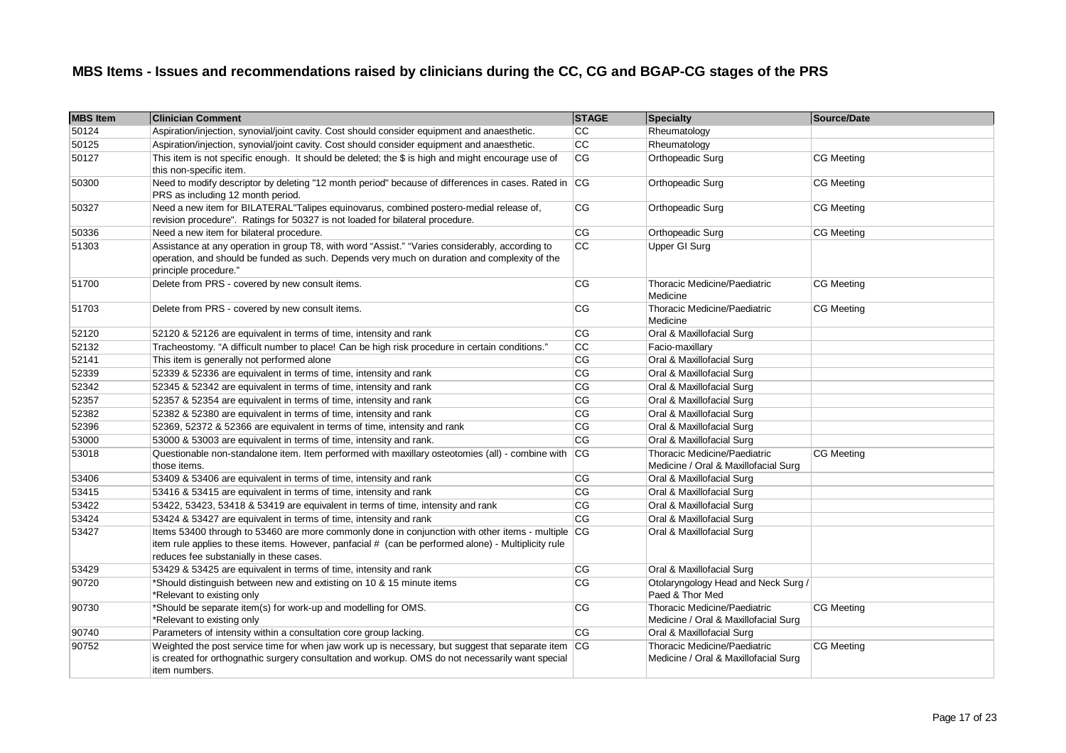# MBS Items - Issues and recommendations raised by clinicians during the CC, CG and BGAP-CG stages of the PRS

| MBS Item | Clinician Comment | STAGE | Specialty | Source/Date |
|---|---|---|---|---|
| 50124 | Aspiration/injection, synovial/joint cavity. Cost should consider equipment and anaesthetic. | CC | Rheumatology | |
| 50125 | Aspiration/injection, synovial/joint cavity. Cost should consider equipment and anaesthetic. | CC | Rheumatology | |
| 50127 | This item is not specific enough. It should be deleted; the $ is high and might encourage use of this non-specific item. | CG | Orthopeadic Surg | CG Meeting |
| 50300 | Need to modify descriptor by deleting "12 month period" because of differences in cases. Rated in PRS as including 12 month period. | CG | Orthopeadic Surg | CG Meeting |
| 50327 | Need a new item for BILATERAL"Talipes equinovarus, combined postero-medial release of, revision procedure". Ratings for 50327 is not loaded for bilateral procedure. | CG | Orthopeadic Surg | CG Meeting |
| 50336 | Need a new item for bilateral procedure. | CG | Orthopeadic Surg | CG Meeting |
| 51303 | Assistance at any operation in group T8, with word "Assist." "Varies considerably, according to operation, and should be funded as such. Depends very much on duration and complexity of the principle procedure." | CC | Upper GI Surg | |
| 51700 | Delete from PRS - covered by new consult items. | CG | Thoracic Medicine/Paediatric Medicine | CG Meeting |
| 51703 | Delete from PRS - covered by new consult items. | CG | Thoracic Medicine/Paediatric Medicine | CG Meeting |
| 52120 | 52120 & 52126 are equivalent in terms of time, intensity and rank | CG | Oral & Maxillofacial Surg | |
| 52132 | Tracheostomy. "A difficult number to place! Can be high risk procedure in certain conditions." | CC | Facio-maxillary | |
| 52141 | This item is generally not performed alone | CG | Oral & Maxillofacial Surg | |
| 52339 | 52339 & 52336 are equivalent in terms of time, intensity and rank | CG | Oral & Maxillofacial Surg | |
| 52342 | 52345 & 52342 are equivalent in terms of time, intensity and rank | CG | Oral & Maxillofacial Surg | |
| 52357 | 52357 & 52354 are equivalent in terms of time, intensity and rank | CG | Oral & Maxillofacial Surg | |
| 52382 | 52382 & 52380 are equivalent in terms of time, intensity and rank | CG | Oral & Maxillofacial Surg | |
| 52396 | 52369, 52372 & 52366 are equivalent in terms of time, intensity and rank | CG | Oral & Maxillofacial Surg | |
| 53000 | 53000 & 53003 are equivalent in terms of time, intensity and rank. | CG | Oral & Maxillofacial Surg | |
| 53018 | Questionable non-standalone item. Item performed with maxillary osteotomies (all) - combine with those items. | CG | Thoracic Medicine/Paediatric Medicine / Oral & Maxillofacial Surg | CG Meeting |
| 53406 | 53409 & 53406 are equivalent in terms of time, intensity and rank | CG | Oral & Maxillofacial Surg | |
| 53415 | 53416 & 53415 are equivalent in terms of time, intensity and rank | CG | Oral & Maxillofacial Surg | |
| 53422 | 53422, 53423, 53418 & 53419 are equivalent in terms of time, intensity and rank | CG | Oral & Maxillofacial Surg | |
| 53424 | 53424 & 53427 are equivalent in terms of time, intensity and rank | CG | Oral & Maxillofacial Surg | |
| 53427 | Items 53400 through to 53460 are more commonly done in conjunction with other items - multiple item rule applies to these items. However, panfacial # (can be performed alone) - Multiplicity rule reduces fee substanially in these cases. | CG | Oral & Maxillofacial Surg | |
| 53429 | 53429 & 53425 are equivalent in terms of time, intensity and rank | CG | Oral & Maxillofacial Surg | |
| 90720 | *Should distinguish between new and extisting on 10 & 15 minute items<br>*Relevant to existing only | CG | Otolaryngology Head and Neck Surg / Paed & Thor Med | |
| 90730 | *Should be separate item(s) for work-up and modelling for OMS.<br>*Relevant to existing only | CG | Thoracic Medicine/Paediatric Medicine / Oral & Maxillofacial Surg | CG Meeting |
| 90740 | Parameters of intensity within a consultation core group lacking. | CG | Oral & Maxillofacial Surg | |
| 90752 | Weighted the post service time for when jaw work up is necessary, but suggest that separate item is created for orthognathic surgery consultation and workup. OMS do not necessarily want special item numbers. | CG | Thoracic Medicine/Paediatric Medicine / Oral & Maxillofacial Surg | CG Meeting |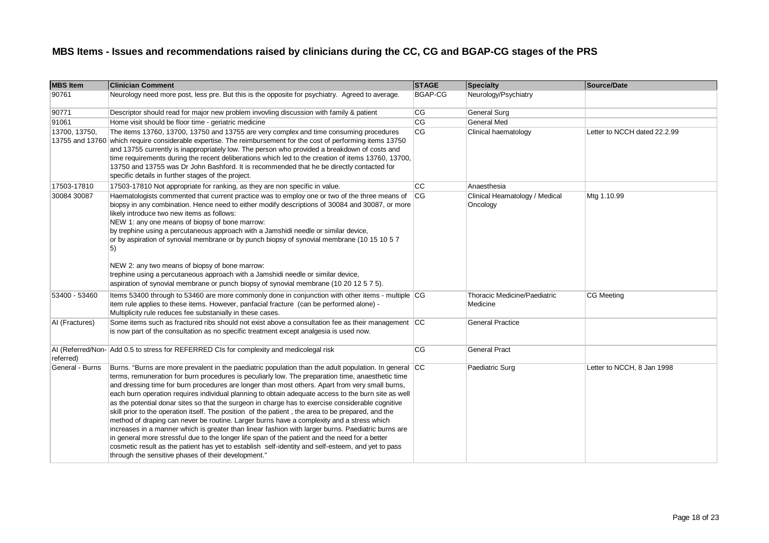# MBS Items - Issues and recommendations raised by clinicians during the CC, CG and BGAP-CG stages of the PRS

| MBS Item | Clinician Comment | STAGE | Specialty | Source/Date |
|---|---|---|---|---|
| 90761 | Neurology need more post, less pre. But this is the opposite for psychiatry. Agreed to average. | BGAP-CG | Neurology/Psychiatry | |
| 90771 | Descriptor should read for major new problem invovling discussion with family & patient | CG | General Surg | |
| 91061 | Home visit should be floor time - geriatric medicine | CG | General Med | |
| 13700, 13750, 13755 and 13760 | The items 13760, 13700, 13750 and 13755 are very complex and time consuming procedures which require considerable expertise. The reimbursement for the cost of performing items 13750 and 13755 currently is inappropriately low. The person who provided a breakdown of costs and time requirements during the recent deliberations which led to the creation of items 13760, 13700, 13750 and 13755 was Dr John Bashford. It is recommended that he be directly contacted for specific details in further stages of the project. | CG | Clinical haematology | Letter to NCCH dated 22.2.99 |
| 17503-17810 | 17503-17810 Not appropriate for ranking, as they are non specific in value. | CC | Anaesthesia | |
| 30084 30087 | Haematologists commented that current practice was to employ one or two of the three means of biopsy in any combination. Hence need to either modify descriptions of 30084 and 30087, or more likely introduce two new items as follows:<br>NEW 1: any one means of biopsy of bone marrow:<br>by trephine using a percutaneous approach with a Jamshidi needle or similar device,<br>or by aspiration of synovial membrane or by punch biopsy of synovial membrane (10 15 10 5 7 5)<br><br>NEW 2: any two means of biopsy of bone marrow:<br>trephine using a percutaneous approach with a Jamshidi needle or similar device,<br>aspiration of synovial membrane or punch biopsy of synovial membrane (10 20 12 5 7 5). | CG | Clinical Heamatology / Medical Oncology | Mtg 1.10.99 |
| 53400 - 53460 | Items 53400 through to 53460 are more commonly done in conjunction with other items - multiple item rule applies to these items. However, panfacial fracture (can be performed alone) - Multiplicity rule reduces fee substanially in these cases. | CG | Thoracic Medicine/Paediatric Medicine | CG Meeting |
| AI (Fractures) | Some items such as fractured ribs should not exist above a consultation fee as their management is now part of the consultation as no specific treatment except analgesia is used now. | CC | General Practice | |
| AI (Referred/Non-referred) | Add 0.5 to stress for REFERRED CIs for complexity and medicolegal risk | CG | General Pract | |
| General - Burns | Burns. "Burns are more prevalent in the paediatric population than the adult population. In general terms, remuneration for burn procedures is peculiarly low. The preparation time, anaesthetic time and dressing time for burn procedures are longer than most others. Apart from very small burns, each burn operation requires individual planning to obtain adequate access to the burn site as well as the potential donar sites so that the surgeon in charge has to exercise considerable cognitive skill prior to the operation itself. The position of the patient , the area to be prepared, and the method of draping can never be routine. Larger burns have a complexity and a stress which increases in a manner which is greater than linear fashion with larger burns. Paediatric burns are in general more stressful due to the longer life span of the patient and the need for a better cosmetic result as the patient has yet to establish self-identity and self-esteem, and yet to pass through the sensitive phases of their development." | CC | Paediatric Surg | Letter to NCCH, 8 Jan 1998 |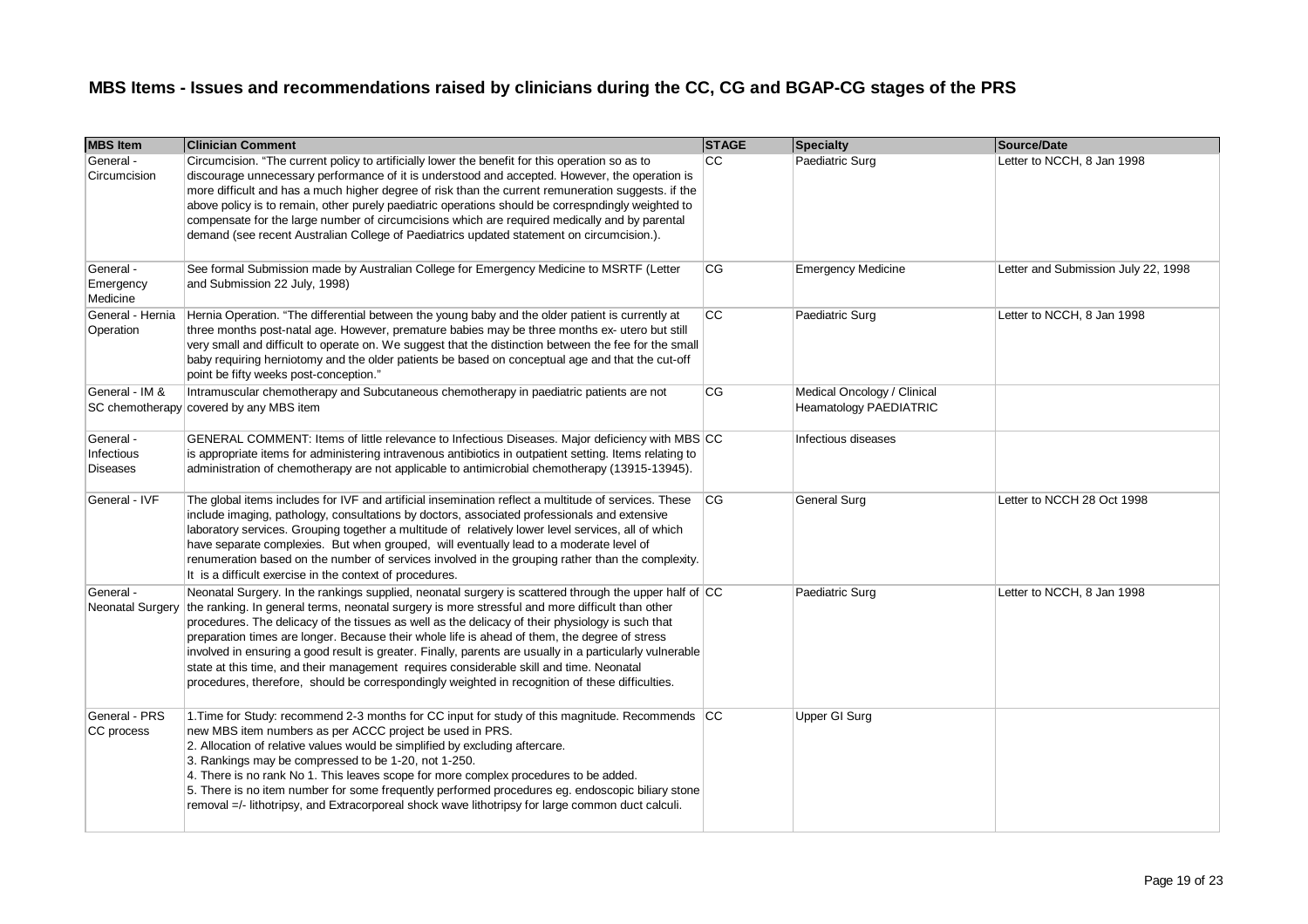## MBS Items - Issues and recommendations raised by clinicians during the CC, CG and BGAP-CG stages of the PRS

| MBS Item | Clinician Comment | STAGE | Specialty | Source/Date |
|---|---|---|---|---|
| General - Circumcision | Circumcision. "The current policy to artificially lower the benefit for this operation so as to discourage unnecessary performance of it is understood and accepted. However, the operation is more difficult and has a much higher degree of risk than the current remuneration suggests. if the above policy is to remain, other purely paediatric operations should be correspndingly weighted to compensate for the large number of circumcisions which are required medically and by parental demand (see recent Australian College of Paediatrics updated statement on circumcision.). | CC | Paediatric Surg | Letter to NCCH, 8 Jan 1998 |
| General - Emergency Medicine | See formal Submission made by Australian College for Emergency Medicine to MSRTF (Letter and Submission 22 July, 1998) | CG | Emergency Medicine | Letter and Submission July 22, 1998 |
| General - Hernia Operation | Hernia Operation. "The differential between the young baby and the older patient is currently at three months post-natal age. However, premature babies may be three months ex- utero but still very small and difficult to operate on. We suggest that the distinction between the fee for the small baby requiring herniotomy and the older patients be based on conceptual age and that the cut-off point be fifty weeks post-conception." | CC | Paediatric Surg | Letter to NCCH, 8 Jan 1998 |
| General - IM & SC chemotherapy | Intramuscular chemotherapy and Subcutaneous chemotherapy in paediatric patients are not covered by any MBS item | CG | Medical Oncology / Clinical Heamatology PAEDIATRIC | |
| General - Infectious Diseases | GENERAL COMMENT: Items of little relevance to Infectious Diseases. Major deficiency with MBS is appropriate items for administering intravenous antibiotics in outpatient setting. Items relating to administration of chemotherapy are not applicable to antimicrobial chemotherapy (13915-13945). | CC | Infectious diseases | |
| General - IVF | The global items includes for IVF and artificial insemination reflect a multitude of services. These include imaging, pathology, consultations by doctors, associated professionals and extensive laboratory services. Grouping together a multitude of relatively lower level services, all of which have separate complexies. But when grouped, will eventually lead to a moderate level of renumeration based on the number of services involved in the grouping rather than the complexity. It is a difficult exercise in the context of procedures. | CG | General Surg | Letter to NCCH 28 Oct 1998 |
| General - Neonatal Surgery | Neonatal Surgery. In the rankings supplied, neonatal surgery is scattered through the upper half of the ranking. In general terms, neonatal surgery is more stressful and more difficult than other procedures. The delicacy of the tissues as well as the delicacy of their physiology is such that preparation times are longer. Because their whole life is ahead of them, the degree of stress involved in ensuring a good result is greater. Finally, parents are usually in a particularly vulnerable state at this time, and their management requires considerable skill and time. Neonatal procedures, therefore, should be correspondingly weighted in recognition of these difficulties. | CC | Paediatric Surg | Letter to NCCH, 8 Jan 1998 |
| General - PRS CC process | 1.Time for Study: recommend 2-3 months for CC input for study of this magnitude. Recommends new MBS item numbers as per ACCC project be used in PRS.<br>2. Allocation of relative values would be simplified by excluding aftercare.<br>3. Rankings may be compressed to be 1-20, not 1-250.<br>4. There is no rank No 1. This leaves scope for more complex procedures to be added.<br>5. There is no item number for some frequently performed procedures eg. endoscopic biliary stone removal =/- lithotripsy, and Extracorporeal shock wave lithotripsy for large common duct calculi. | CC | Upper GI Surg | |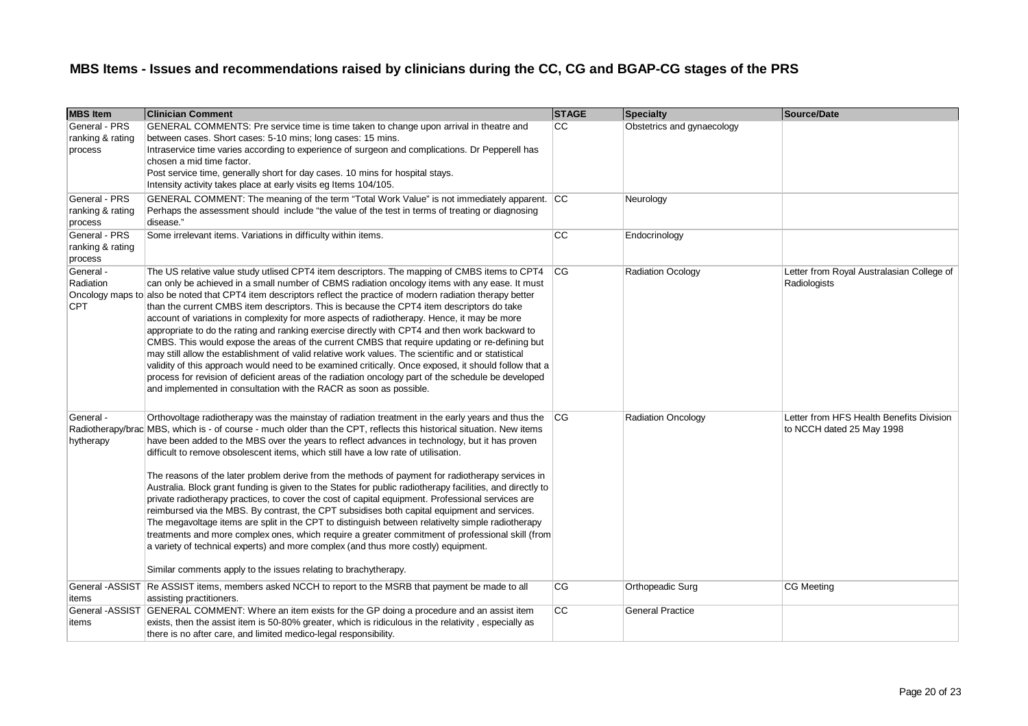# MBS Items - Issues and recommendations raised by clinicians during the CC, CG and BGAP-CG stages of the PRS

| MBS Item | Clinician Comment | STAGE | Specialty | Source/Date |
|---|---|---|---|---|
| General - PRS ranking & rating process | GENERAL COMMENTS: Pre service time is time taken to change upon arrival in theatre and between cases. Short cases: 5-10 mins; long cases: 15 mins. Intraservice time varies according to experience of surgeon and complications. Dr Pepperell has chosen a mid time factor. Post service time, generally short for day cases. 10 mins for hospital stays. Intensity activity takes place at early visits eg Items 104/105. | CC | Obstetrics and gynaecology | |
| General - PRS ranking & rating process | GENERAL COMMENT: The meaning of the term "Total Work Value" is not immediately apparent. Perhaps the assessment should include "the value of the test in terms of treating or diagnosing disease." | CC | Neurology | |
| General - PRS ranking & rating process | Some irrelevant items. Variations in difficulty within items. | CC | Endocrinology | |
| General - Radiation Oncology maps to CPT | The US relative value study utlised CPT4 item descriptors. The mapping of CMBS items to CPT4 can only be achieved in a small number of CBMS radiation oncology items with any ease. It must also be noted that CPT4 item descriptors reflect the practice of modern radiation therapy better than the current CMBS item descriptors. This is because the CPT4 item descriptors do take account of variations in complexity for more aspects of radiotherapy. Hence, it may be more appropriate to do the rating and ranking exercise directly with CPT4 and then work backward to CMBS. This would expose the areas of the current CMBS that require updating or re-defining but may still allow the establishment of valid relative work values. The scientific and or statistical validity of this approach would need to be examined critically. Once exposed, it should follow that a process for revision of deficient areas of the radiation oncology part of the schedule be developed and implemented in consultation with the RACR as soon as possible. | CG | Radiation Ocology | Letter from Royal Australasian College of Radiologists |
| General - Radiotherapy/brachytherapy | Orthovoltage radiotherapy was the mainstay of radiation treatment in the early years and thus the MBS, which is - of course - much older than the CPT, reflects this historical situation. New items have been added to the MBS over the years to reflect advances in technology, but it has proven difficult to remove obsolescent items, which still have a low rate of utilisation.<br><br>The reasons of the later problem derive from the methods of payment for radiotherapy services in Australia. Block grant funding is given to the States for public radiotherapy facilities, and directly to private radiotherapy practices, to cover the cost of capital equipment. Professional services are reimbursed via the MBS. By contrast, the CPT subsidises both capital equipment and services. The megavoltage items are split in the CPT to distinguish between relativelty simple radiotherapy treatments and more complex ones, which require a greater commitment of professional skill (from a variety of technical experts) and more complex (and thus more costly) equipment.<br><br>Similar comments apply to the issues relating to brachytherapy. | CG | Radiation Oncology | Letter from HFS Health Benefits Division to NCCH dated 25 May 1998 |
| General -ASSIST items | Re ASSIST items, members asked NCCH to report to the MSRB that payment be made to all assisting practitioners. | CG | Orthopeadic Surg | CG Meeting |
| General -ASSIST items | GENERAL COMMENT: Where an item exists for the GP doing a procedure and an assist item exists, then the assist item is 50-80% greater, which is ridiculous in the relativity , especially as there is no after care, and limited medico-legal responsibility. | CC | General Practice | |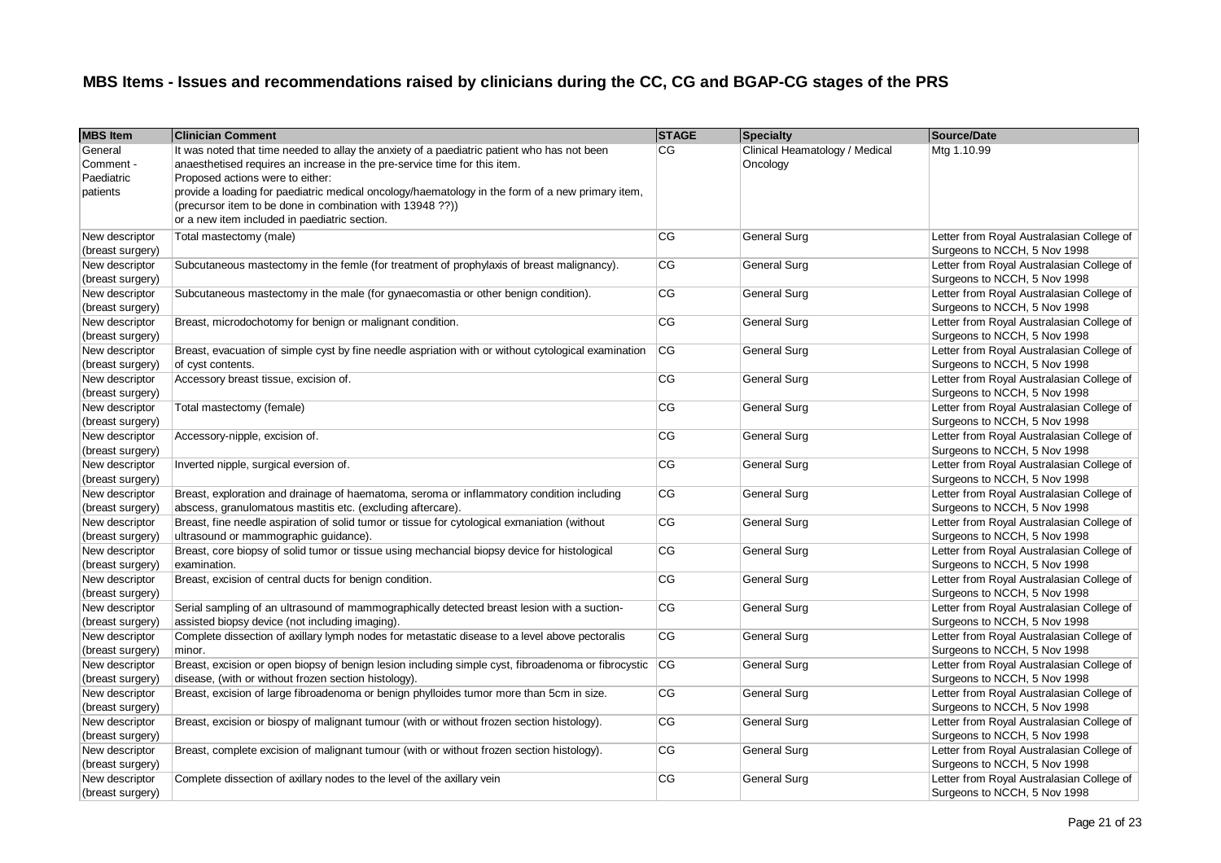# MBS Items - Issues and recommendations raised by clinicians during the CC, CG and BGAP-CG stages of the PRS

| MBS Item | Clinician Comment | STAGE | Specialty | Source/Date |
|---|---|---|---|---|
| General Comment - Paediatric patients | It was noted that time needed to allay the anxiety of a paediatric patient who has not been anaesthetised requires an increase in the pre-service time for this item. Proposed actions were to either: provide a loading for paediatric medical oncology/haematology in the form of a new primary item, (precursor item to be done in combination with 13948 ??)) or a new item included in paediatric section. | CG | Clinical Heamatology / Medical Oncology | Mtg 1.10.99 |
| New descriptor (breast surgery) | Total mastectomy (male) | CG | General Surg | Letter from Royal Australasian College of Surgeons to NCCH, 5 Nov 1998 |
| New descriptor (breast surgery) | Subcutaneous mastectomy in the femle (for treatment of prophylaxis of breast malignancy). | CG | General Surg | Letter from Royal Australasian College of Surgeons to NCCH, 5 Nov 1998 |
| New descriptor (breast surgery) | Subcutaneous mastectomy in the male (for gynaecomastia or other benign condition). | CG | General Surg | Letter from Royal Australasian College of Surgeons to NCCH, 5 Nov 1998 |
| New descriptor (breast surgery) | Breast, microdochotomy for benign or malignant condition. | CG | General Surg | Letter from Royal Australasian College of Surgeons to NCCH, 5 Nov 1998 |
| New descriptor (breast surgery) | Breast, evacuation of simple cyst by fine needle aspriation with or without cytological examination of cyst contents. | CG | General Surg | Letter from Royal Australasian College of Surgeons to NCCH, 5 Nov 1998 |
| New descriptor (breast surgery) | Accessory breast tissue, excision of. | CG | General Surg | Letter from Royal Australasian College of Surgeons to NCCH, 5 Nov 1998 |
| New descriptor (breast surgery) | Total mastectomy (female) | CG | General Surg | Letter from Royal Australasian College of Surgeons to NCCH, 5 Nov 1998 |
| New descriptor (breast surgery) | Accessory-nipple, excision of. | CG | General Surg | Letter from Royal Australasian College of Surgeons to NCCH, 5 Nov 1998 |
| New descriptor (breast surgery) | Inverted nipple, surgical eversion of. | CG | General Surg | Letter from Royal Australasian College of Surgeons to NCCH, 5 Nov 1998 |
| New descriptor (breast surgery) | Breast, exploration and drainage of haematoma, seroma or inflammatory condition including abscess, granulomatous mastitis etc. (excluding aftercare). | CG | General Surg | Letter from Royal Australasian College of Surgeons to NCCH, 5 Nov 1998 |
| New descriptor (breast surgery) | Breast, fine needle aspiration of solid tumor or tissue for cytological exmaniation (without ultrasound or mammographic guidance). | CG | General Surg | Letter from Royal Australasian College of Surgeons to NCCH, 5 Nov 1998 |
| New descriptor (breast surgery) | Breast, core biopsy of solid tumor or tissue using mechancial biopsy device for histological examination. | CG | General Surg | Letter from Royal Australasian College of Surgeons to NCCH, 5 Nov 1998 |
| New descriptor (breast surgery) | Breast, excision of central ducts for benign condition. | CG | General Surg | Letter from Royal Australasian College of Surgeons to NCCH, 5 Nov 1998 |
| New descriptor (breast surgery) | Serial sampling of an ultrasound of mammographically detected breast lesion with a suction-assisted biopsy device (not including imaging). | CG | General Surg | Letter from Royal Australasian College of Surgeons to NCCH, 5 Nov 1998 |
| New descriptor (breast surgery) | Complete dissection of axillary lymph nodes for metastatic disease to a level above pectoralis minor. | CG | General Surg | Letter from Royal Australasian College of Surgeons to NCCH, 5 Nov 1998 |
| New descriptor (breast surgery) | Breast, excision or open biopsy of benign lesion including simple cyst, fibroadenoma or fibrocystic disease, (with or without frozen section histology). | CG | General Surg | Letter from Royal Australasian College of Surgeons to NCCH, 5 Nov 1998 |
| New descriptor (breast surgery) | Breast, excision of large fibroadenoma or benign phylloides tumor more than 5cm in size. | CG | General Surg | Letter from Royal Australasian College of Surgeons to NCCH, 5 Nov 1998 |
| New descriptor (breast surgery) | Breast, excision or biopsy of malignant tumour (with or without frozen section histology). | CG | General Surg | Letter from Royal Australasian College of Surgeons to NCCH, 5 Nov 1998 |
| New descriptor (breast surgery) | Breast, complete excision of malignant tumour (with or without frozen section histology). | CG | General Surg | Letter from Royal Australasian College of Surgeons to NCCH, 5 Nov 1998 |
| New descriptor (breast surgery) | Complete dissection of axillary nodes to the level of the axillary vein | CG | General Surg | Letter from Royal Australasian College of Surgeons to NCCH, 5 Nov 1998 |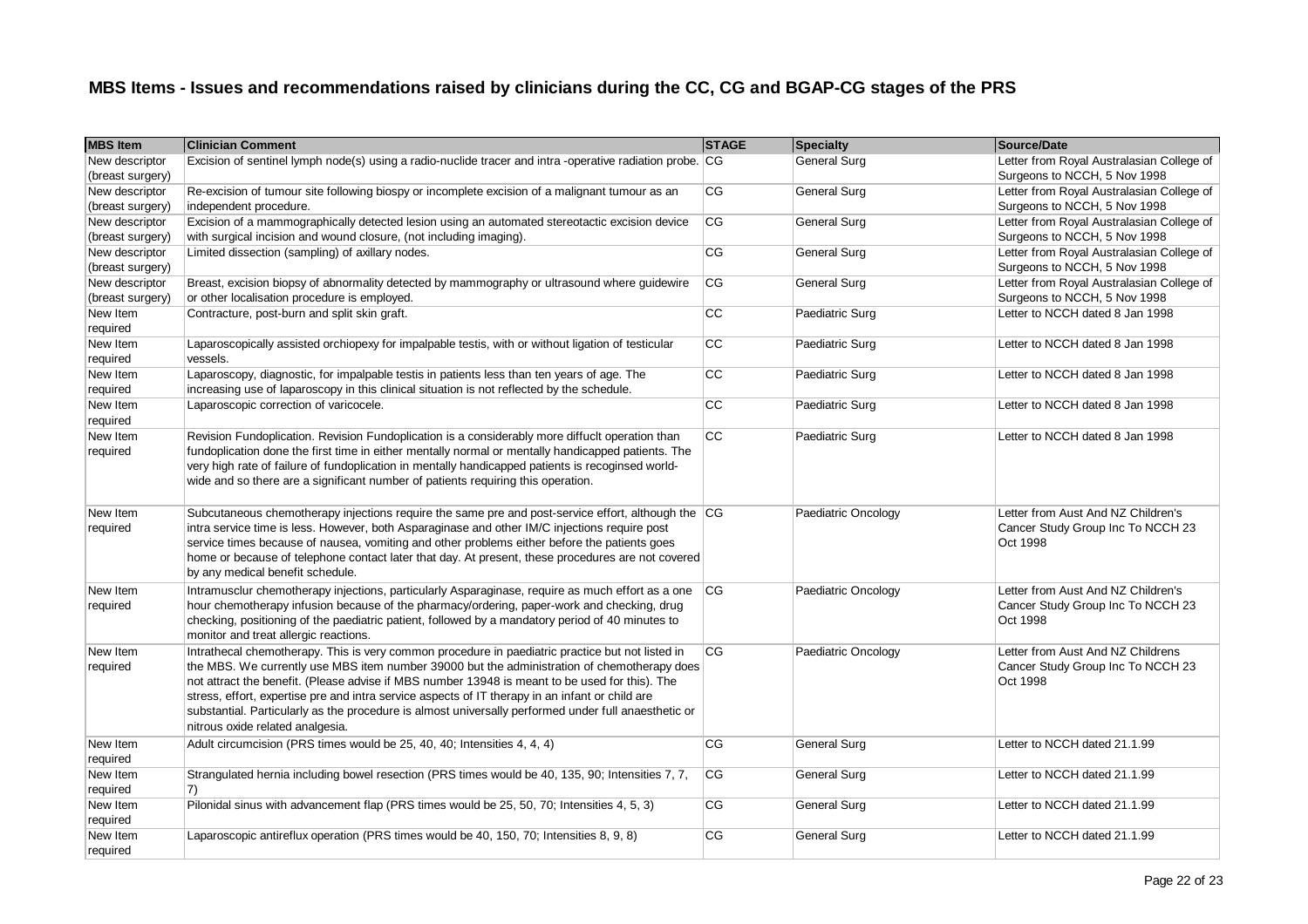# MBS Items - Issues and recommendations raised by clinicians during the CC, CG and BGAP-CG stages of the PRS

| MBS Item | Clinician Comment | STAGE | Specialty | Source/Date |
|---|---|---|---|---|
| New descriptor (breast surgery) | Excision of sentinel lymph node(s) using a radio-nuclide tracer and intra -operative radiation probe. | CG | General Surg | Letter from Royal Australasian College of Surgeons to NCCH, 5 Nov 1998 |
| New descriptor (breast surgery) | Re-excision of tumour site following biospy or incomplete excision of a malignant tumour as an independent procedure. | CG | General Surg | Letter from Royal Australasian College of Surgeons to NCCH, 5 Nov 1998 |
| New descriptor (breast surgery) | Excision of a mammographically detected lesion using an automated stereotactic excision device with surgical incision and wound closure, (not including imaging). | CG | General Surg | Letter from Royal Australasian College of Surgeons to NCCH, 5 Nov 1998 |
| New descriptor (breast surgery) | Limited dissection (sampling) of axillary nodes. | CG | General Surg | Letter from Royal Australasian College of Surgeons to NCCH, 5 Nov 1998 |
| New descriptor (breast surgery) | Breast, excision biopsy of abnormality detected by mammography or ultrasound where guidewire or other localisation procedure is employed. | CG | General Surg | Letter from Royal Australasian College of Surgeons to NCCH, 5 Nov 1998 |
| New Item required | Contracture, post-burn and split skin graft. | CC | Paediatric Surg | Letter to NCCH dated 8 Jan 1998 |
| New Item required | Laparoscopically assisted orchiopexy for impalpable testis, with or without ligation of testicular vessels. | CC | Paediatric Surg | Letter to NCCH dated 8 Jan 1998 |
| New Item required | Laparoscopy, diagnostic, for impalpable testis in patients less than ten years of age. The increasing use of laparoscopy in this clinical situation is not reflected by the schedule. | CC | Paediatric Surg | Letter to NCCH dated 8 Jan 1998 |
| New Item required | Laparoscopic correction of varicocele. | CC | Paediatric Surg | Letter to NCCH dated 8 Jan 1998 |
| New Item required | Revision Fundoplication. Revision Fundoplication is a considerably more diffuclt operation than fundoplication done the first time in either mentally normal or mentally handicapped patients. The very high rate of failure of fundoplication in mentally handicapped patients is recognised world-wide and so there are a significant number of patients requiring this operation. | CC | Paediatric Surg | Letter to NCCH dated 8 Jan 1998 |
| New Item required | Subcutaneous chemotherapy injections require the same pre and post-service effort, although the intra service time is less. However, both Asparaginase and other IM/C injections require post service times because of nausea, vomiting and other problems either before the patients goes home or because of telephone contact later that day. At present, these procedures are not covered by any medical benefit schedule. | CG | Paediatric Oncology | Letter from Aust And NZ Children's Cancer Study Group Inc To NCCH 23 Oct 1998 |
| New Item required | Intramusclur chemotherapy injections, particularly Asparaginase, require as much effort as a one hour chemotherapy infusion because of the pharmacy/ordering, paper-work and checking, drug checking, positioning of the paediatric patient, followed by a mandatory period of 40 minutes to monitor and treat allergic reactions. | CG | Paediatric Oncology | Letter from Aust And NZ Children's Cancer Study Group Inc To NCCH 23 Oct 1998 |
| New Item required | Intrathecal chemotherapy. This is very common procedure in paediatric practice but not listed in the MBS. We currently use MBS item number 39000 but the administration of chemotherapy does not attract the benefit. (Please advise if MBS number 13948 is meant to be used for this). The stress, effort, expertise pre and intra service aspects of IT therapy in an infant or child are substantial. Particularly as the procedure is almost universally performed under full anaesthetic or nitrous oxide related analgesia. | CG | Paediatric Oncology | Letter from Aust And NZ Childrens Cancer Study Group Inc To NCCH 23 Oct 1998 |
| New Item required | Adult circumcision (PRS times would be 25, 40, 40; Intensities 4, 4, 4) | CG | General Surg | Letter to NCCH dated 21.1.99 |
| New Item required | Strangulated hernia including bowel resection (PRS times would be 40, 135, 90; Intensities 7, 7, 7) | CG | General Surg | Letter to NCCH dated 21.1.99 |
| New Item required | Pilonidal sinus with advancement flap (PRS times would be 25, 50, 70; Intensities 4, 5, 3) | CG | General Surg | Letter to NCCH dated 21.1.99 |
| New Item required | Laparoscopic antireflux operation (PRS times would be 40, 150, 70; Intensities 8, 9, 8) | CG | General Surg | Letter to NCCH dated 21.1.99 |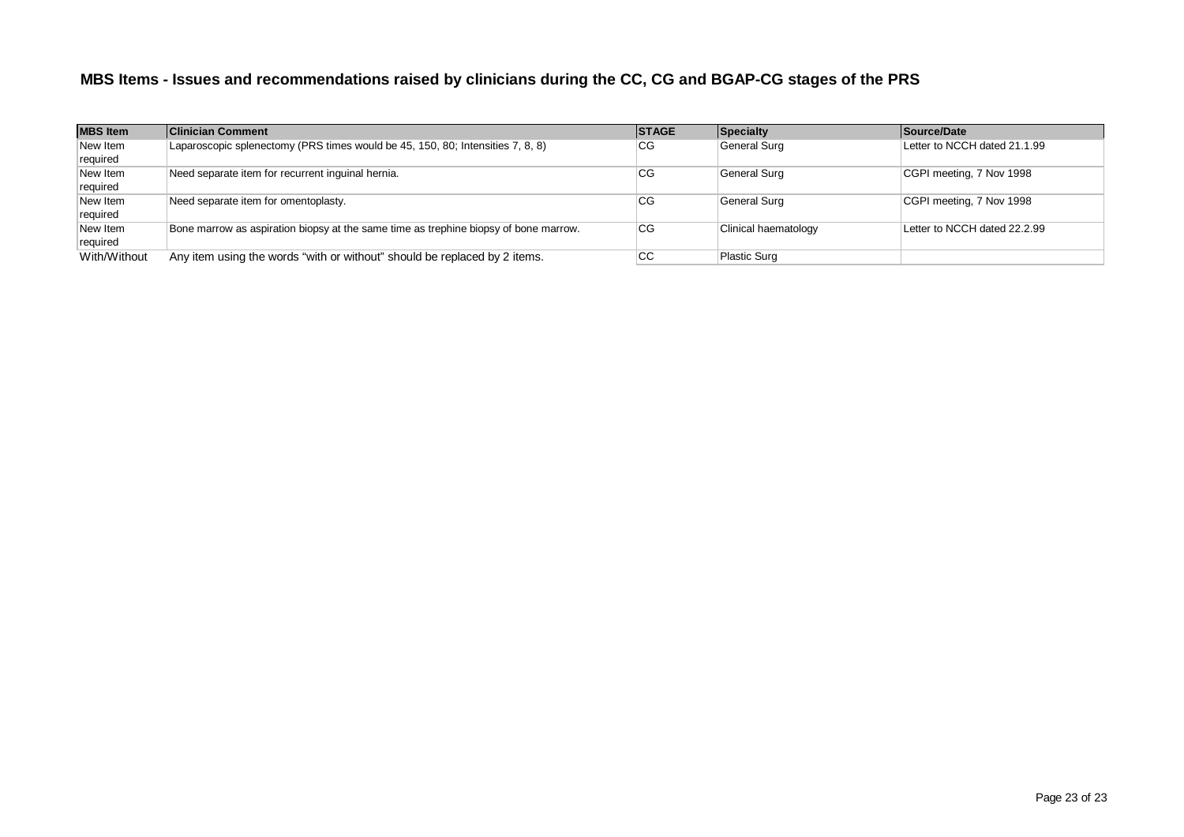## MBS Items - Issues and recommendations raised by clinicians during the CC, CG and BGAP-CG stages of the PRS

| MBS Item | Clinician Comment | STAGE | Specialty | Source/Date |
|---|---|---|---|---|
| New Item required | Laparoscopic splenectomy (PRS times would be 45, 150, 80; Intensities 7, 8, 8) | CG | General Surg | Letter to NCCH dated 21.1.99 |
| New Item required | Need separate item for recurrent inguinal hernia. | CG | General Surg | CGPI meeting, 7 Nov 1998 |
| New Item required | Need separate item for omentoplasty. | CG | General Surg | CGPI meeting, 7 Nov 1998 |
| New Item required | Bone marrow as aspiration biopsy at the same time as trephine biopsy of bone marrow. | CG | Clinical haematology | Letter to NCCH dated 22.2.99 |
| With/Without | Any item using the words "with or without" should be replaced by 2 items. | CC | Plastic Surg | |